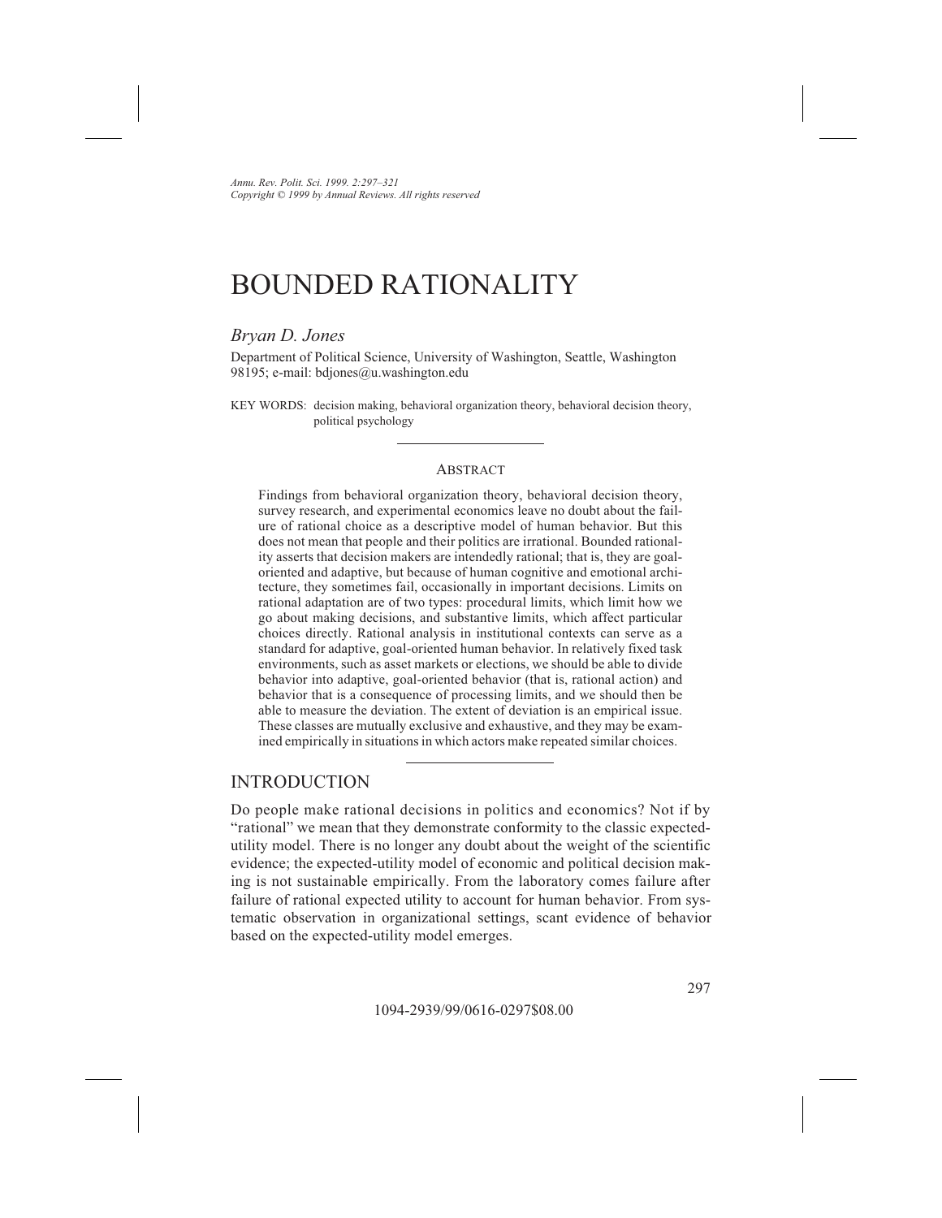# BOUNDED RATIONALITY

*Bryan D. Jones*

Department of Political Science, University of Washington, Seattle, Washington 98195; e-mail: bdjones@u.washington.edu

KEY WORDS: decision making, behavioral organization theory, behavioral decision theory, political psychology

## ABSTRACT

Findings from behavioral organization theory, behavioral decision theory, survey research, and experimental economics leave no doubt about the failure of rational choice as a descriptive model of human behavior. But this does not mean that people and their politics are irrational. Bounded rationality asserts that decision makers are intendedly rational; that is, they are goal-oriented and adaptive, but because of human cognitive and emotional architecture, they sometimes fail, occasionally in important decisions. Limits on rational adaptation are of two types: procedural limits, which limit how we go about making decisions, and substantive limits, which affect particular choices directly. Rational analysis in institutional contexts can serve as a standard for adaptive, goal-oriented human behavior. In relatively fixed task environments, such as asset markets or elections, we should be able to divide behavior into adaptive, goal-oriented behavior (that is, rational action) and behavior that is a consequence of processing limits, and we should then be able to measure the deviation. The extent of deviation is an empirical issue. These classes are mutually exclusive and exhaustive, and they may be examined empirically in situations in which actors make repeated similar choices.

## INTRODUCTION

Do people make rational decisions in politics and economics? Not if by "rational" we mean that they demonstrate conformity to the classic expected-utility model. There is no longer any doubt about the weight of the scientific evidence; the expected-utility model of economic and political decision making is not sustainable empirically. From the laboratory comes failure after failure of rational expected utility to account for human behavior. From systematic observation in organizational settings, scant evidence of behavior based on the expected-utility model emerges.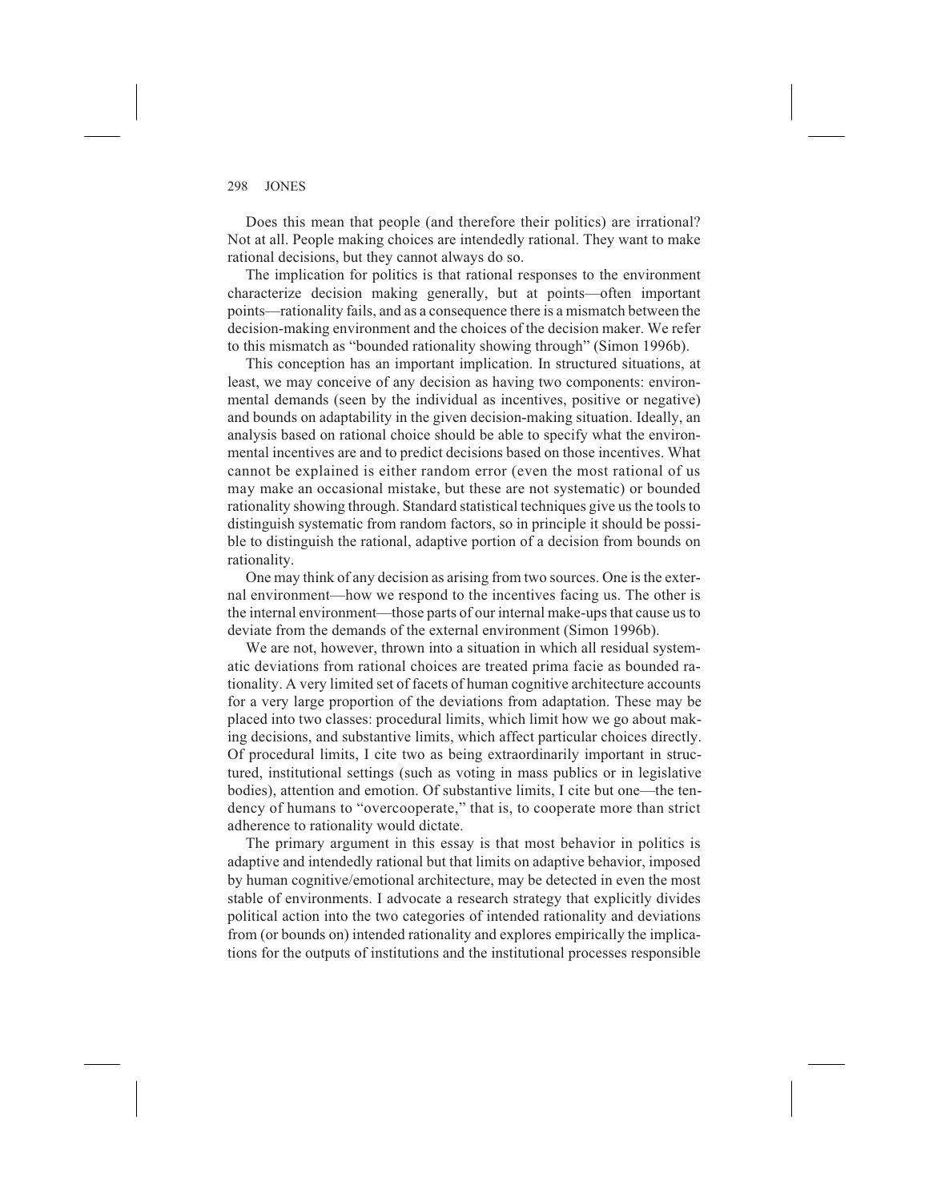Does this mean that people (and therefore their politics) are irrational? Not at all. People making choices are intendedly rational. They want to make rational decisions, but they cannot always do so.

The implication for politics is that rational responses to the environment characterize decision making generally, but at points—often important points—rationality fails, and as a consequence there is a mismatch between the decision-making environment and the choices of the decision maker. We refer to this mismatch as "bounded rationality showing through" (Simon 1996b).

This conception has an important implication. In structured situations, at least, we may conceive of any decision as having two components: environmental demands (seen by the individual as incentives, positive or negative) and bounds on adaptability in the given decision-making situation. Ideally, an analysis based on rational choice should be able to specify what the environmental incentives are and to predict decisions based on those incentives. What cannot be explained is either random error (even the most rational of us may make an occasional mistake, but these are not systematic) or bounded rationality showing through. Standard statistical techniques give us the tools to distinguish systematic from random factors, so in principle it should be possible to distinguish the rational, adaptive portion of a decision from bounds on rationality.

One may think of any decision as arising from two sources. One is the external environment—how we respond to the incentives facing us. The other is the internal environment—those parts of our internal make-ups that cause us to deviate from the demands of the external environment (Simon 1996b).

We are not, however, thrown into a situation in which all residual systematic deviations from rational choices are treated prima facie as bounded rationality. A very limited set of facets of human cognitive architecture accounts for a very large proportion of the deviations from adaptation. These may be placed into two classes: procedural limits, which limit how we go about making decisions, and substantive limits, which affect particular choices directly. Of procedural limits, I cite two as being extraordinarily important in structured, institutional settings (such as voting in mass publics or in legislative bodies), attention and emotion. Of substantive limits, I cite but one—the tendency of humans to "overcooperate," that is, to cooperate more than strict adherence to rationality would dictate.

The primary argument in this essay is that most behavior in politics is adaptive and intendedly rational but that limits on adaptive behavior, imposed by human cognitive/emotional architecture, may be detected in even the most stable of environments. I advocate a research strategy that explicitly divides political action into the two categories of intended rationality and deviations from (or bounds on) intended rationality and explores empirically the implications for the outputs of institutions and the institutional processes responsible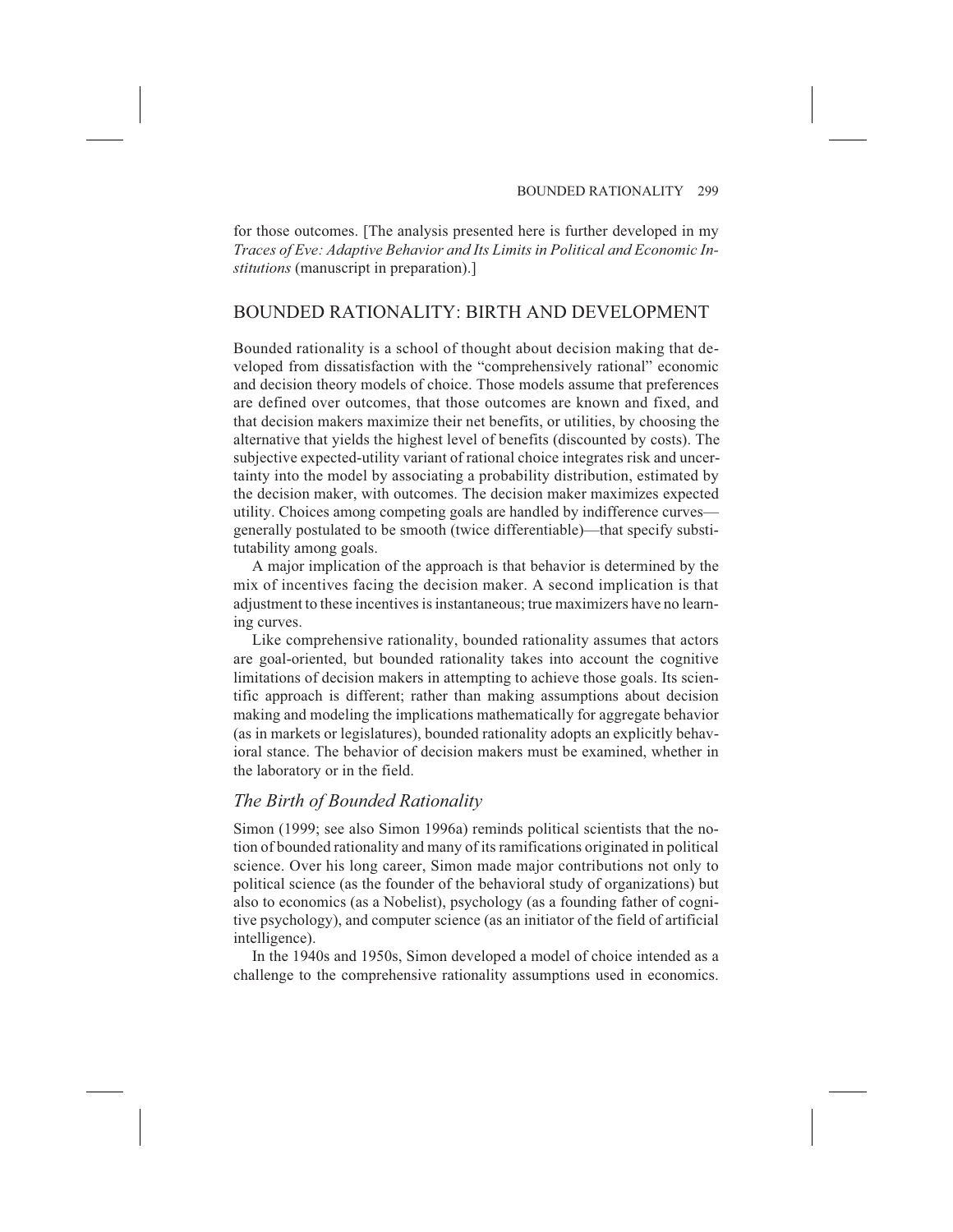for those outcomes. [The analysis presented here is further developed in my *Traces of Eve: Adaptive Behavior and Its Limits in Political and Economic Institutions* (manuscript in preparation).]

## BOUNDED RATIONALITY: BIRTH AND DEVELOPMENT

Bounded rationality is a school of thought about decision making that developed from dissatisfaction with the "comprehensively rational" economic and decision theory models of choice. Those models assume that preferences are defined over outcomes, that those outcomes are known and fixed, and that decision makers maximize their net benefits, or utilities, by choosing the alternative that yields the highest level of benefits (discounted by costs). The subjective expected-utility variant of rational choice integrates risk and uncertainty into the model by associating a probability distribution, estimated by the decision maker, with outcomes. The decision maker maximizes expected utility. Choices among competing goals are handled by indifference curves—generally postulated to be smooth (twice differentiable)—that specify substitutability among goals.

A major implication of the approach is that behavior is determined by the mix of incentives facing the decision maker. A second implication is that adjustment to these incentives is instantaneous; true maximizers have no learning curves.

Like comprehensive rationality, bounded rationality assumes that actors are goal-oriented, but bounded rationality takes into account the cognitive limitations of decision makers in attempting to achieve those goals. Its scientific approach is different; rather than making assumptions about decision making and modeling the implications mathematically for aggregate behavior (as in markets or legislatures), bounded rationality adopts an explicitly behavioral stance. The behavior of decision makers must be examined, whether in the laboratory or in the field.

### *The Birth of Bounded Rationality*

Simon (1999; see also Simon 1996a) reminds political scientists that the notion of bounded rationality and many of its ramifications originated in political science. Over his long career, Simon made major contributions not only to political science (as the founder of the behavioral study of organizations) but also to economics (as a Nobelist), psychology (as a founding father of cognitive psychology), and computer science (as an initiator of the field of artificial intelligence).

In the 1940s and 1950s, Simon developed a model of choice intended as a challenge to the comprehensive rationality assumptions used in economics.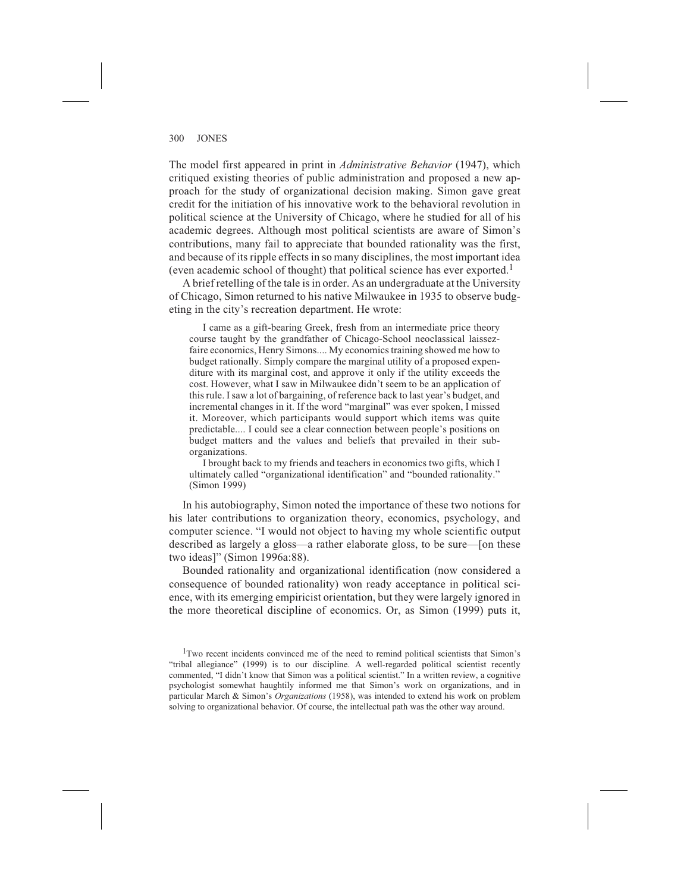The model first appeared in print in *Administrative Behavior* (1947), which critiqued existing theories of public administration and proposed a new approach for the study of organizational decision making. Simon gave great credit for the initiation of his innovative work to the behavioral revolution in political science at the University of Chicago, where he studied for all of his academic degrees. Although most political scientists are aware of Simon's contributions, many fail to appreciate that bounded rationality was the first, and because of its ripple effects in so many disciplines, the most important idea (even academic school of thought) that political science has ever exported.[1]

A brief retelling of the tale is in order. As an undergraduate at the University of Chicago, Simon returned to his native Milwaukee in 1935 to observe budgeting in the city's recreation department. He wrote:

> I came as a gift-bearing Greek, fresh from an intermediate price theory course taught by the grandfather of Chicago-School neoclassical laissez-faire economics, Henry Simons.... My economics training showed me how to budget rationally. Simply compare the marginal utility of a proposed expenditure with its marginal cost, and approve it only if the utility exceeds the cost. However, what I saw in Milwaukee didn't seem to be an application of this rule. I saw a lot of bargaining, of reference back to last year's budget, and incremental changes in it. If the word "marginal" was ever spoken, I missed it. Moreover, which participants would support which items was quite predictable.... I could see a clear connection between people's positions on budget matters and the values and beliefs that prevailed in their sub-organizations.
>
> I brought back to my friends and teachers in economics two gifts, which I ultimately called "organizational identification" and "bounded rationality." (Simon 1999)

In his autobiography, Simon noted the importance of these two notions for his later contributions to organization theory, economics, psychology, and computer science. "I would not object to having my whole scientific output described as largely a gloss—a rather elaborate gloss, to be sure—[on these two ideas]" (Simon 1996a:88).

Bounded rationality and organizational identification (now considered a consequence of bounded rationality) won ready acceptance in political science, with its emerging empiricist orientation, but they were largely ignored in the more theoretical discipline of economics. Or, as Simon (1999) puts it,

[1] Two recent incidents convinced me of the need to remind political scientists that Simon's "tribal allegiance" (1999) is to our discipline. A well-regarded political scientist recently commented, "I didn't know that Simon was a political scientist." In a written review, a cognitive psychologist somewhat haughtily informed me that Simon's work on organizations, and in particular March & Simon's *Organizations* (1958), was intended to extend his work on problem solving to organizational behavior. Of course, the intellectual path was the other way around.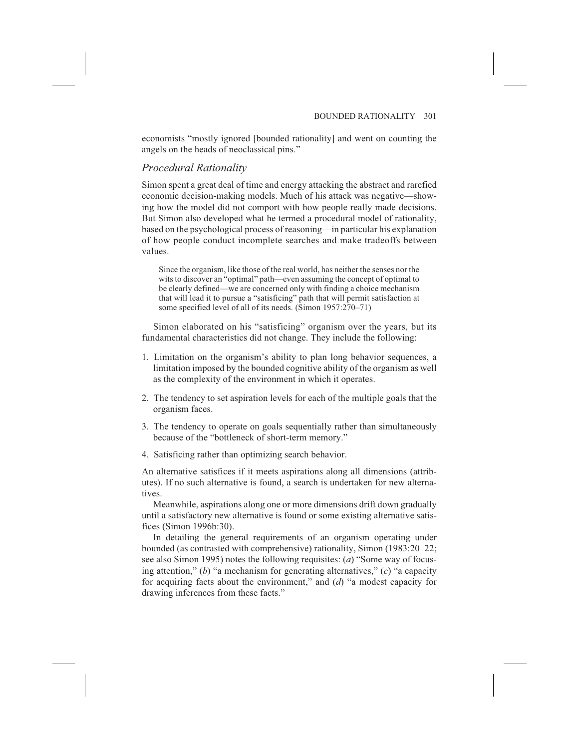economists "mostly ignored [bounded rationality] and went on counting the angels on the heads of neoclassical pins."

## *Procedural Rationality*

Simon spent a great deal of time and energy attacking the abstract and rarefied economic decision-making models. Much of his attack was negative—showing how the model did not comport with how people really made decisions. But Simon also developed what he termed a procedural model of rationality, based on the psychological process of reasoning—in particular his explanation of how people conduct incomplete searches and make tradeoffs between values.

> Since the organism, like those of the real world, has neither the senses nor the wits to discover an "optimal" path—even assuming the concept of optimal to be clearly defined—we are concerned only with finding a choice mechanism that will lead it to pursue a "satisficing" path that will permit satisfaction at some specified level of all of its needs. (Simon 1957:270–71)

Simon elaborated on his "satisficing" organism over the years, but its fundamental characteristics did not change. They include the following:

1. Limitation on the organism's ability to plan long behavior sequences, a limitation imposed by the bounded cognitive ability of the organism as well as the complexity of the environment in which it operates.
2. The tendency to set aspiration levels for each of the multiple goals that the organism faces.
3. The tendency to operate on goals sequentially rather than simultaneously because of the "bottleneck of short-term memory."
4. Satisficing rather than optimizing search behavior.

An alternative satisfices if it meets aspirations along all dimensions (attributes). If no such alternative is found, a search is undertaken for new alternatives.

Meanwhile, aspirations along one or more dimensions drift down gradually until a satisfactory new alternative is found or some existing alternative satisfices (Simon 1996b:30).

In detailing the general requirements of an organism operating under bounded (as contrasted with comprehensive) rationality, Simon (1983:20–22; see also Simon 1995) notes the following requisites: (*a*) "Some way of focusing attention," (*b*) "a mechanism for generating alternatives," (*c*) "a capacity for acquiring facts about the environment," and (*d*) "a modest capacity for drawing inferences from these facts."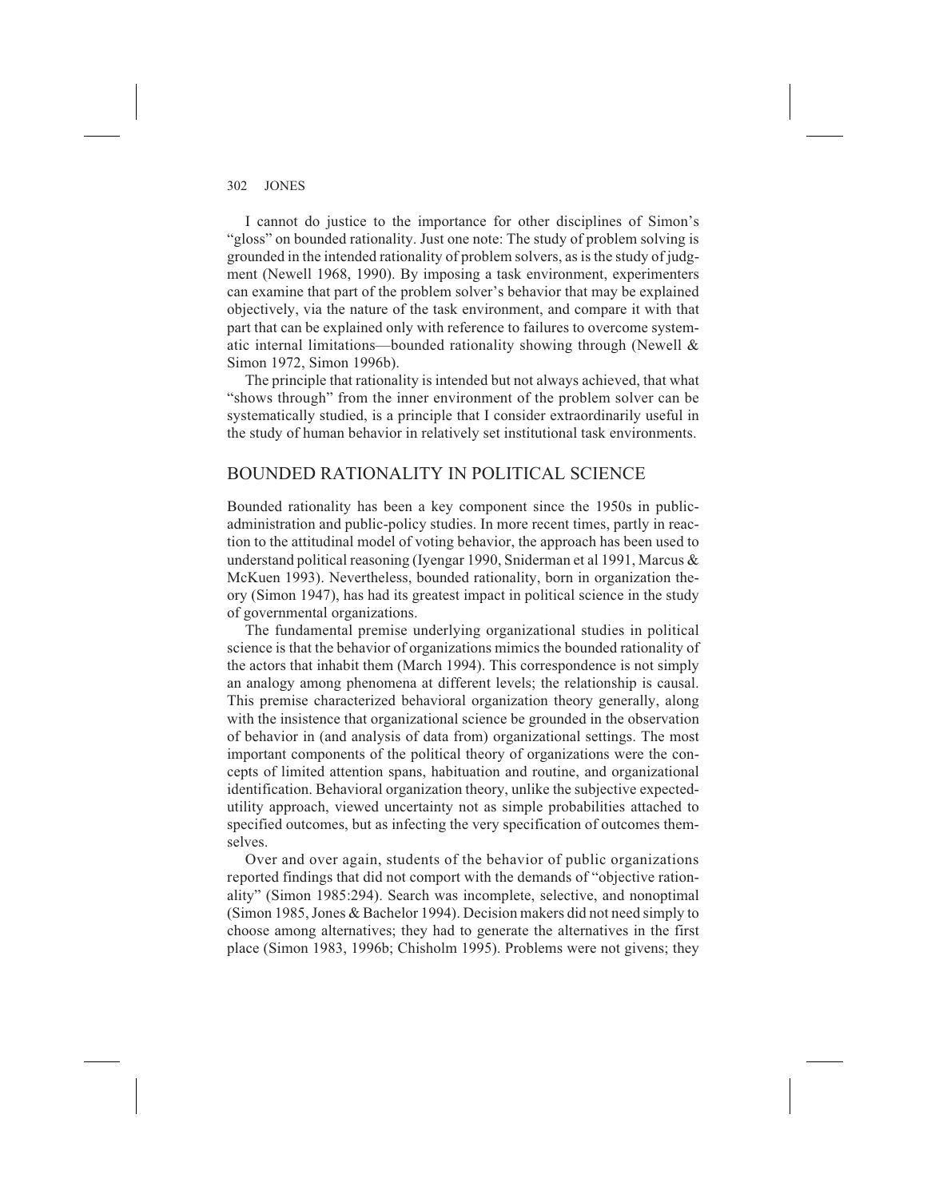I cannot do justice to the importance for other disciplines of Simon's "gloss" on bounded rationality. Just one note: The study of problem solving is grounded in the intended rationality of problem solvers, as is the study of judgment (Newell 1968, 1990). By imposing a task environment, experimenters can examine that part of the problem solver's behavior that may be explained objectively, via the nature of the task environment, and compare it with that part that can be explained only with reference to failures to overcome systematic internal limitations—bounded rationality showing through (Newell & Simon 1972, Simon 1996b).

The principle that rationality is intended but not always achieved, that what "shows through" from the inner environment of the problem solver can be systematically studied, is a principle that I consider extraordinarily useful in the study of human behavior in relatively set institutional task environments.

## BOUNDED RATIONALITY IN POLITICAL SCIENCE

Bounded rationality has been a key component since the 1950s in public-administration and public-policy studies. In more recent times, partly in reaction to the attitudinal model of voting behavior, the approach has been used to understand political reasoning (Iyengar 1990, Sniderman et al 1991, Marcus & McKuen 1993). Nevertheless, bounded rationality, born in organization theory (Simon 1947), has had its greatest impact in political science in the study of governmental organizations.

The fundamental premise underlying organizational studies in political science is that the behavior of organizations mimics the bounded rationality of the actors that inhabit them (March 1994). This correspondence is not simply an analogy among phenomena at different levels; the relationship is causal. This premise characterized behavioral organization theory generally, along with the insistence that organizational science be grounded in the observation of behavior in (and analysis of data from) organizational settings. The most important components of the political theory of organizations were the concepts of limited attention spans, habituation and routine, and organizational identification. Behavioral organization theory, unlike the subjective expected-utility approach, viewed uncertainty not as simple probabilities attached to specified outcomes, but as infecting the very specification of outcomes themselves.

Over and over again, students of the behavior of public organizations reported findings that did not comport with the demands of "objective rationality" (Simon 1985:294). Search was incomplete, selective, and nonoptimal (Simon 1985, Jones & Bachelor 1994). Decision makers did not need simply to choose among alternatives; they had to generate the alternatives in the first place (Simon 1983, 1996b; Chisholm 1995). Problems were not givens; they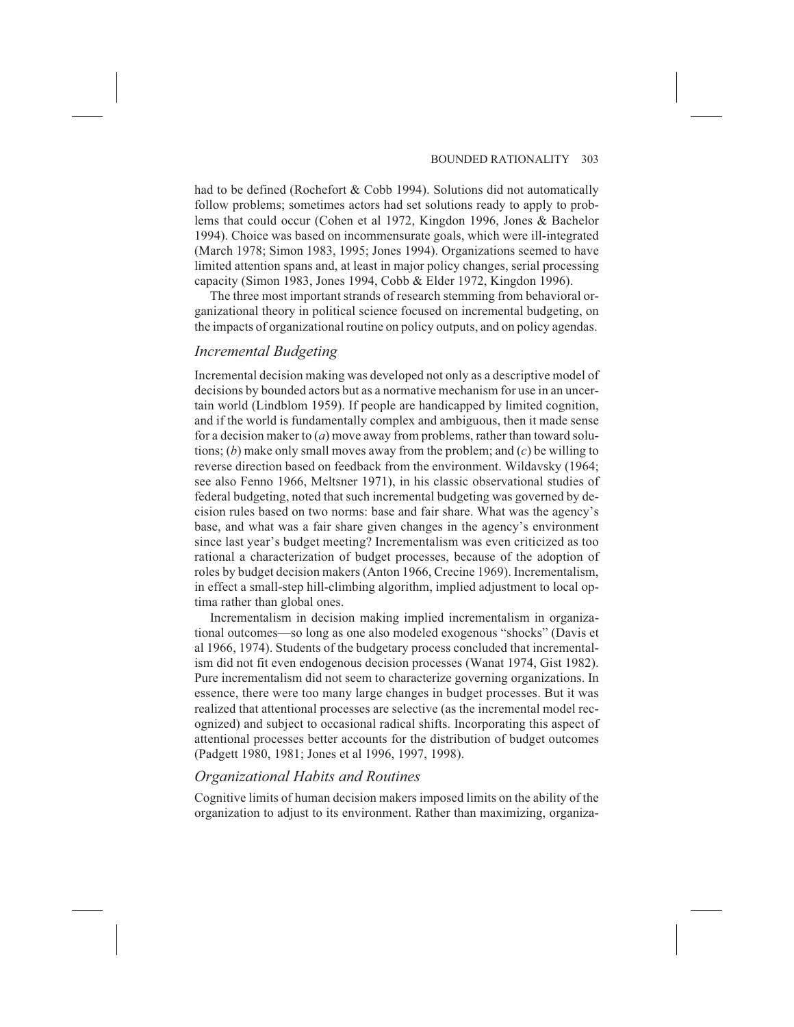had to be defined (Rochefort & Cobb 1994). Solutions did not automatically follow problems; sometimes actors had set solutions ready to apply to problems that could occur (Cohen et al 1972, Kingdon 1996, Jones & Bachelor 1994). Choice was based on incommensurate goals, which were ill-integrated (March 1978; Simon 1983, 1995; Jones 1994). Organizations seemed to have limited attention spans and, at least in major policy changes, serial processing capacity (Simon 1983, Jones 1994, Cobb & Elder 1972, Kingdon 1996).

The three most important strands of research stemming from behavioral organizational theory in political science focused on incremental budgeting, on the impacts of organizational routine on policy outputs, and on policy agendas.

### *Incremental Budgeting*

Incremental decision making was developed not only as a descriptive model of decisions by bounded actors but as a normative mechanism for use in an uncertain world (Lindblom 1959). If people are handicapped by limited cognition, and if the world is fundamentally complex and ambiguous, then it made sense for a decision maker to (*a*) move away from problems, rather than toward solutions; (*b*) make only small moves away from the problem; and (*c*) be willing to reverse direction based on feedback from the environment. Wildavsky (1964; see also Fenno 1966, Meltsner 1971), in his classic observational studies of federal budgeting, noted that such incremental budgeting was governed by decision rules based on two norms: base and fair share. What was the agency's base, and what was a fair share given changes in the agency's environment since last year's budget meeting? Incrementalism was even criticized as too rational a characterization of budget processes, because of the adoption of roles by budget decision makers (Anton 1966, Crecine 1969). Incrementalism, in effect a small-step hill-climbing algorithm, implied adjustment to local optima rather than global ones.

Incrementalism in decision making implied incrementalism in organizational outcomes—so long as one also modeled exogenous "shocks" (Davis et al 1966, 1974). Students of the budgetary process concluded that incrementalism did not fit even endogenous decision processes (Wanat 1974, Gist 1982). Pure incrementalism did not seem to characterize governing organizations. In essence, there were too many large changes in budget processes. But it was realized that attentional processes are selective (as the incremental model recognized) and subject to occasional radical shifts. Incorporating this aspect of attentional processes better accounts for the distribution of budget outcomes (Padgett 1980, 1981; Jones et al 1996, 1997, 1998).

### *Organizational Habits and Routines*

Cognitive limits of human decision makers imposed limits on the ability of the organization to adjust to its environment. Rather than maximizing, organiza-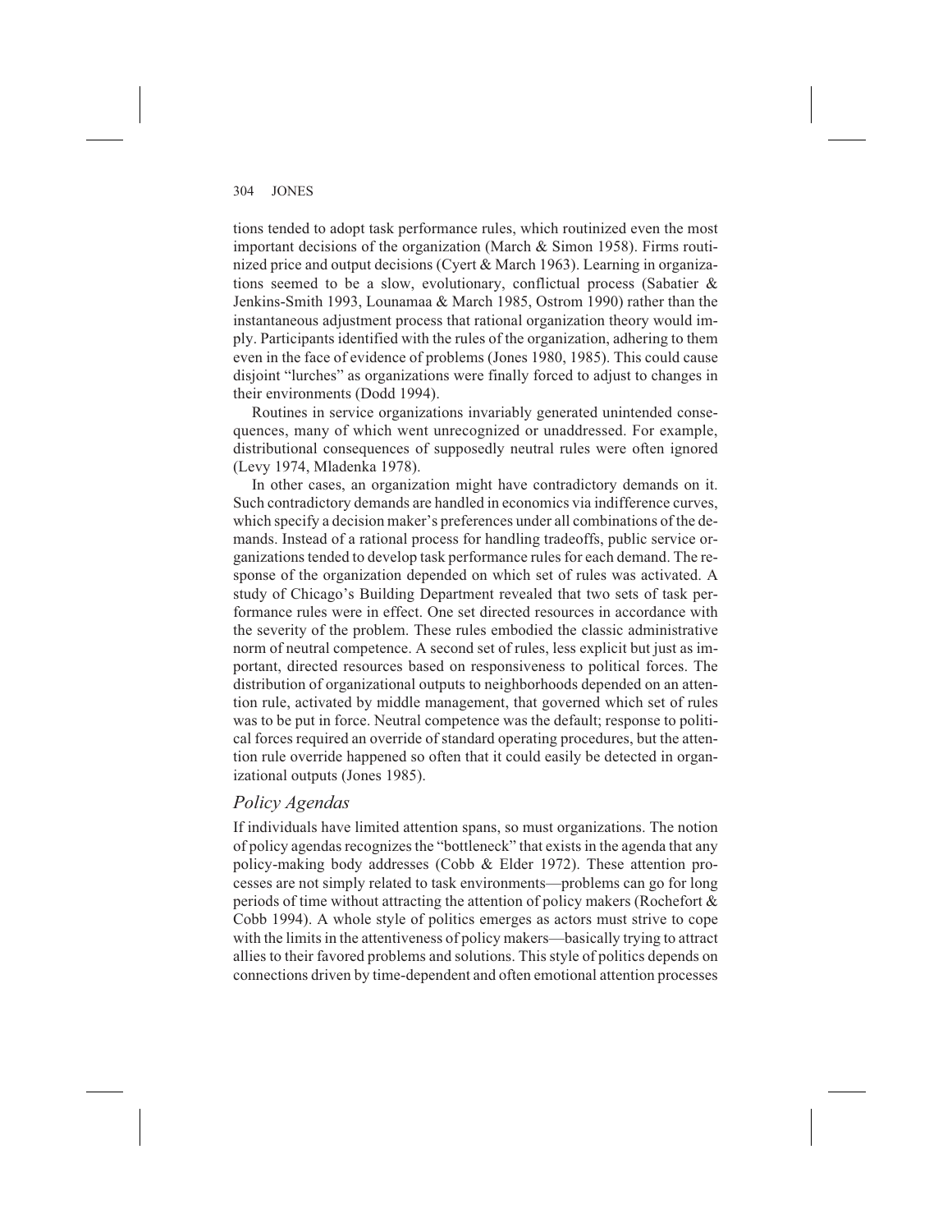tions tended to adopt task performance rules, which routinized even the most important decisions of the organization (March & Simon 1958). Firms routinized price and output decisions (Cyert & March 1963). Learning in organizations seemed to be a slow, evolutionary, conflictual process (Sabatier & Jenkins-Smith 1993, Lounamaa & March 1985, Ostrom 1990) rather than the instantaneous adjustment process that rational organization theory would imply. Participants identified with the rules of the organization, adhering to them even in the face of evidence of problems (Jones 1980, 1985). This could cause disjoint "lurches" as organizations were finally forced to adjust to changes in their environments (Dodd 1994).

Routines in service organizations invariably generated unintended consequences, many of which went unrecognized or unaddressed. For example, distributional consequences of supposedly neutral rules were often ignored (Levy 1974, Mladenka 1978).

In other cases, an organization might have contradictory demands on it. Such contradictory demands are handled in economics via indifference curves, which specify a decision maker's preferences under all combinations of the demands. Instead of a rational process for handling tradeoffs, public service organizations tended to develop task performance rules for each demand. The response of the organization depended on which set of rules was activated. A study of Chicago's Building Department revealed that two sets of task performance rules were in effect. One set directed resources in accordance with the severity of the problem. These rules embodied the classic administrative norm of neutral competence. A second set of rules, less explicit but just as important, directed resources based on responsiveness to political forces. The distribution of organizational outputs to neighborhoods depended on an attention rule, activated by middle management, that governed which set of rules was to be put in force. Neutral competence was the default; response to political forces required an override of standard operating procedures, but the attention rule override happened so often that it could easily be detected in organizational outputs (Jones 1985).

### *Policy Agendas*

If individuals have limited attention spans, so must organizations. The notion of policy agendas recognizes the "bottleneck" that exists in the agenda that any policy-making body addresses (Cobb & Elder 1972). These attention processes are not simply related to task environments—problems can go for long periods of time without attracting the attention of policy makers (Rochefort & Cobb 1994). A whole style of politics emerges as actors must strive to cope with the limits in the attentiveness of policy makers—basically trying to attract allies to their favored problems and solutions. This style of politics depends on connections driven by time-dependent and often emotional attention processes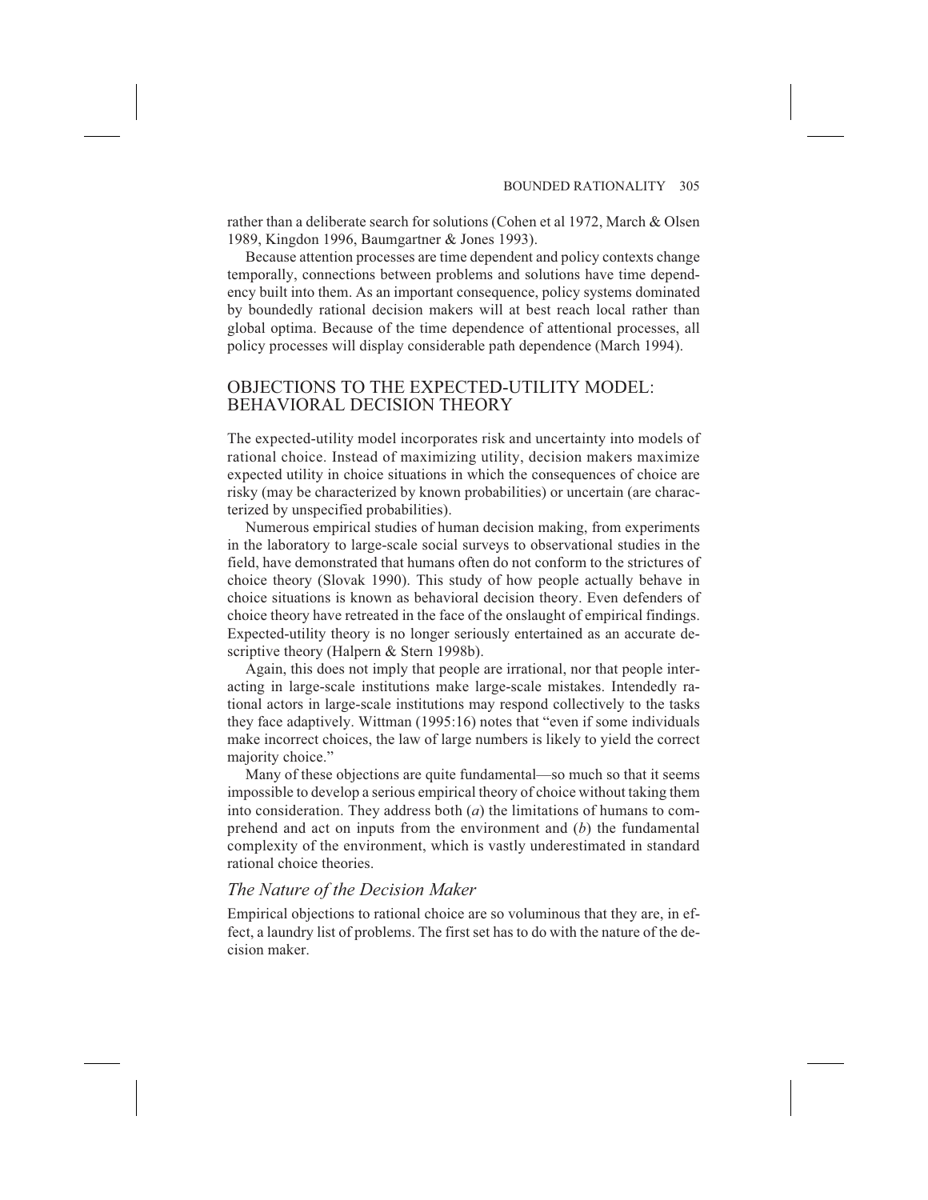rather than a deliberate search for solutions (Cohen et al 1972, March & Olsen 1989, Kingdon 1996, Baumgartner & Jones 1993).

Because attention processes are time dependent and policy contexts change temporally, connections between problems and solutions have time dependency built into them. As an important consequence, policy systems dominated by boundedly rational decision makers will at best reach local rather than global optima. Because of the time dependence of attentional processes, all policy processes will display considerable path dependence (March 1994).

## OBJECTIONS TO THE EXPECTED-UTILITY MODEL: BEHAVIORAL DECISION THEORY

The expected-utility model incorporates risk and uncertainty into models of rational choice. Instead of maximizing utility, decision makers maximize expected utility in choice situations in which the consequences of choice are risky (may be characterized by known probabilities) or uncertain (are characterized by unspecified probabilities).

Numerous empirical studies of human decision making, from experiments in the laboratory to large-scale social surveys to observational studies in the field, have demonstrated that humans often do not conform to the strictures of choice theory (Slovak 1990). This study of how people actually behave in choice situations is known as behavioral decision theory. Even defenders of choice theory have retreated in the face of the onslaught of empirical findings. Expected-utility theory is no longer seriously entertained as an accurate descriptive theory (Halpern & Stern 1998b).

Again, this does not imply that people are irrational, nor that people interacting in large-scale institutions make large-scale mistakes. Intendedly rational actors in large-scale institutions may respond collectively to the tasks they face adaptively. Wittman (1995:16) notes that "even if some individuals make incorrect choices, the law of large numbers is likely to yield the correct majority choice."

Many of these objections are quite fundamental—so much so that it seems impossible to develop a serious empirical theory of choice without taking them into consideration. They address both (*a*) the limitations of humans to comprehend and act on inputs from the environment and (*b*) the fundamental complexity of the environment, which is vastly underestimated in standard rational choice theories.

### *The Nature of the Decision Maker*

Empirical objections to rational choice are so voluminous that they are, in effect, a laundry list of problems. The first set has to do with the nature of the decision maker.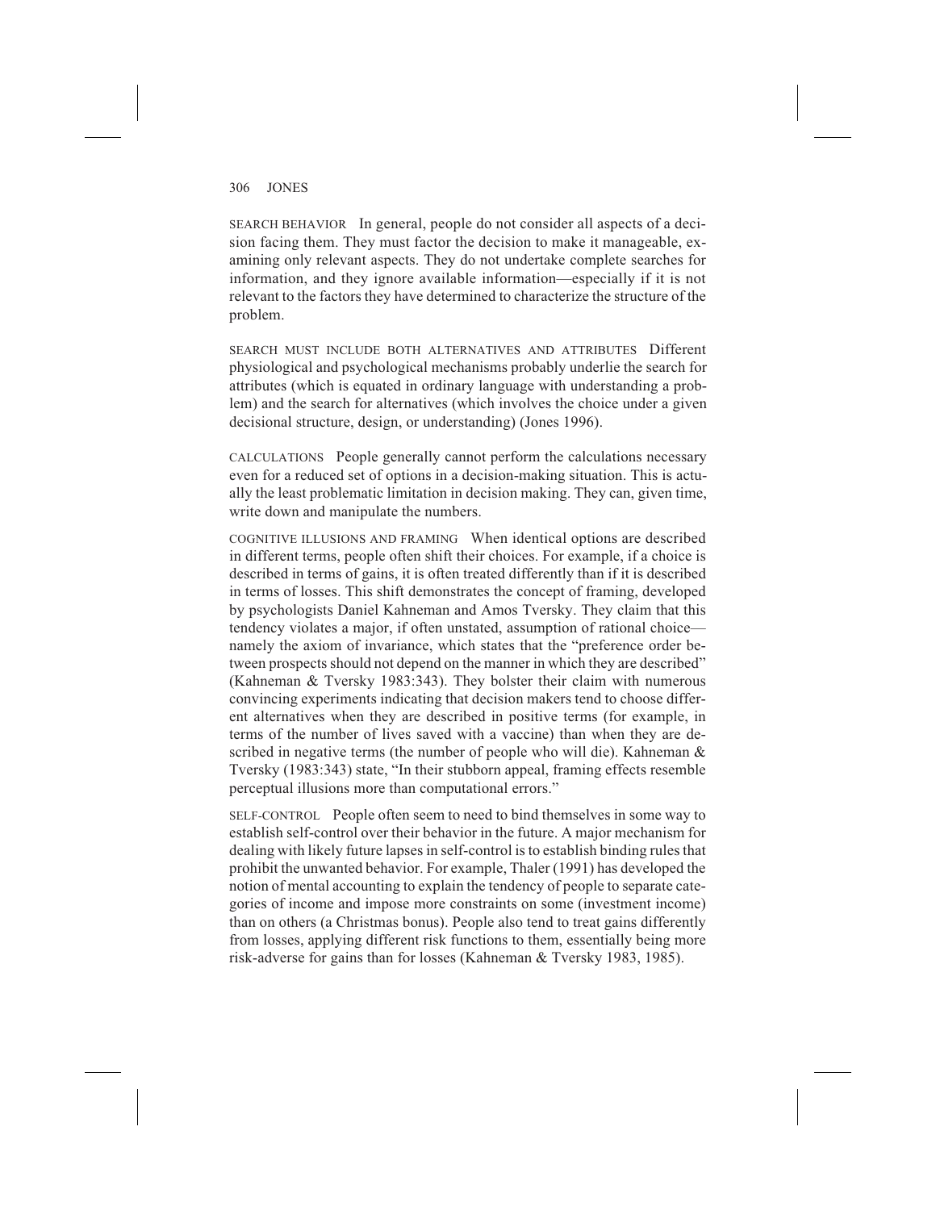SEARCH BEHAVIOR In general, people do not consider all aspects of a decision facing them. They must factor the decision to make it manageable, examining only relevant aspects. They do not undertake complete searches for information, and they ignore available information—especially if it is not relevant to the factors they have determined to characterize the structure of the problem.

SEARCH MUST INCLUDE BOTH ALTERNATIVES AND ATTRIBUTES Different physiological and psychological mechanisms probably underlie the search for attributes (which is equated in ordinary language with understanding a problem) and the search for alternatives (which involves the choice under a given decisional structure, design, or understanding) (Jones 1996).

CALCULATIONS People generally cannot perform the calculations necessary even for a reduced set of options in a decision-making situation. This is actually the least problematic limitation in decision making. They can, given time, write down and manipulate the numbers.

COGNITIVE ILLUSIONS AND FRAMING When identical options are described in different terms, people often shift their choices. For example, if a choice is described in terms of gains, it is often treated differently than if it is described in terms of losses. This shift demonstrates the concept of framing, developed by psychologists Daniel Kahneman and Amos Tversky. They claim that this tendency violates a major, if often unstated, assumption of rational choice—namely the axiom of invariance, which states that the "preference order between prospects should not depend on the manner in which they are described" (Kahneman & Tversky 1983:343). They bolster their claim with numerous convincing experiments indicating that decision makers tend to choose different alternatives when they are described in positive terms (for example, in terms of the number of lives saved with a vaccine) than when they are described in negative terms (the number of people who will die). Kahneman & Tversky (1983:343) state, "In their stubborn appeal, framing effects resemble perceptual illusions more than computational errors."

SELF-CONTROL People often seem to need to bind themselves in some way to establish self-control over their behavior in the future. A major mechanism for dealing with likely future lapses in self-control is to establish binding rules that prohibit the unwanted behavior. For example, Thaler (1991) has developed the notion of mental accounting to explain the tendency of people to separate categories of income and impose more constraints on some (investment income) than on others (a Christmas bonus). People also tend to treat gains differently from losses, applying different risk functions to them, essentially being more risk-adverse for gains than for losses (Kahneman & Tversky 1983, 1985).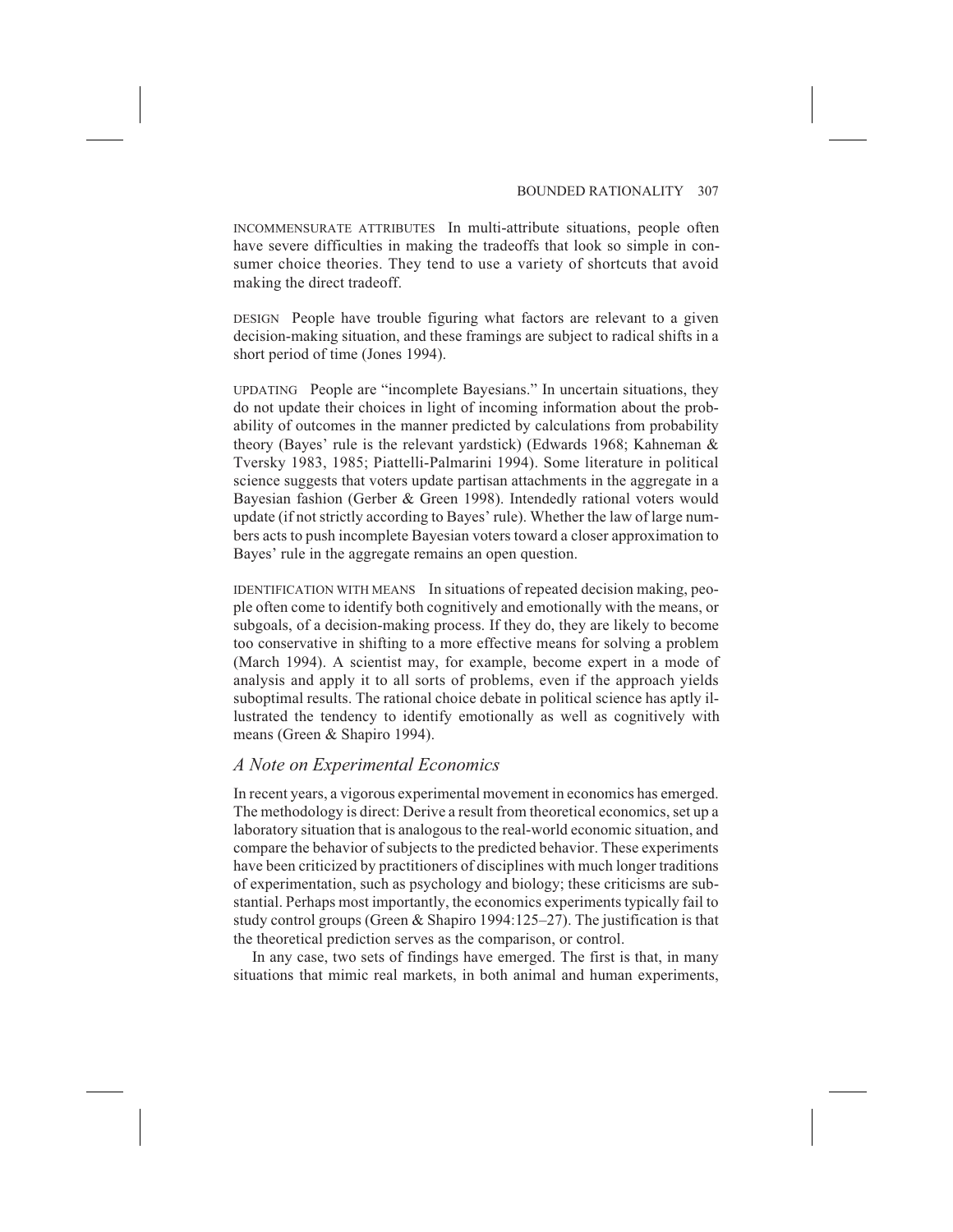INCOMMENSURATE ATTRIBUTES In multi-attribute situations, people often have severe difficulties in making the tradeoffs that look so simple in consumer choice theories. They tend to use a variety of shortcuts that avoid making the direct tradeoff.

DESIGN People have trouble figuring what factors are relevant to a given decision-making situation, and these framings are subject to radical shifts in a short period of time (Jones 1994).

UPDATING People are "incomplete Bayesians." In uncertain situations, they do not update their choices in light of incoming information about the probability of outcomes in the manner predicted by calculations from probability theory (Bayes' rule is the relevant yardstick) (Edwards 1968; Kahneman & Tversky 1983, 1985; Piattelli-Palmarini 1994). Some literature in political science suggests that voters update partisan attachments in the aggregate in a Bayesian fashion (Gerber & Green 1998). Intendedly rational voters would update (if not strictly according to Bayes' rule). Whether the law of large numbers acts to push incomplete Bayesian voters toward a closer approximation to Bayes' rule in the aggregate remains an open question.

IDENTIFICATION WITH MEANS In situations of repeated decision making, people often come to identify both cognitively and emotionally with the means, or subgoals, of a decision-making process. If they do, they are likely to become too conservative in shifting to a more effective means for solving a problem (March 1994). A scientist may, for example, become expert in a mode of analysis and apply it to all sorts of problems, even if the approach yields suboptimal results. The rational choice debate in political science has aptly illustrated the tendency to identify emotionally as well as cognitively with means (Green & Shapiro 1994).

## *A Note on Experimental Economics*

In recent years, a vigorous experimental movement in economics has emerged. The methodology is direct: Derive a result from theoretical economics, set up a laboratory situation that is analogous to the real-world economic situation, and compare the behavior of subjects to the predicted behavior. These experiments have been criticized by practitioners of disciplines with much longer traditions of experimentation, such as psychology and biology; these criticisms are substantial. Perhaps most importantly, the economics experiments typically fail to study control groups (Green & Shapiro 1994:125–27). The justification is that the theoretical prediction serves as the comparison, or control.

In any case, two sets of findings have emerged. The first is that, in many situations that mimic real markets, in both animal and human experiments,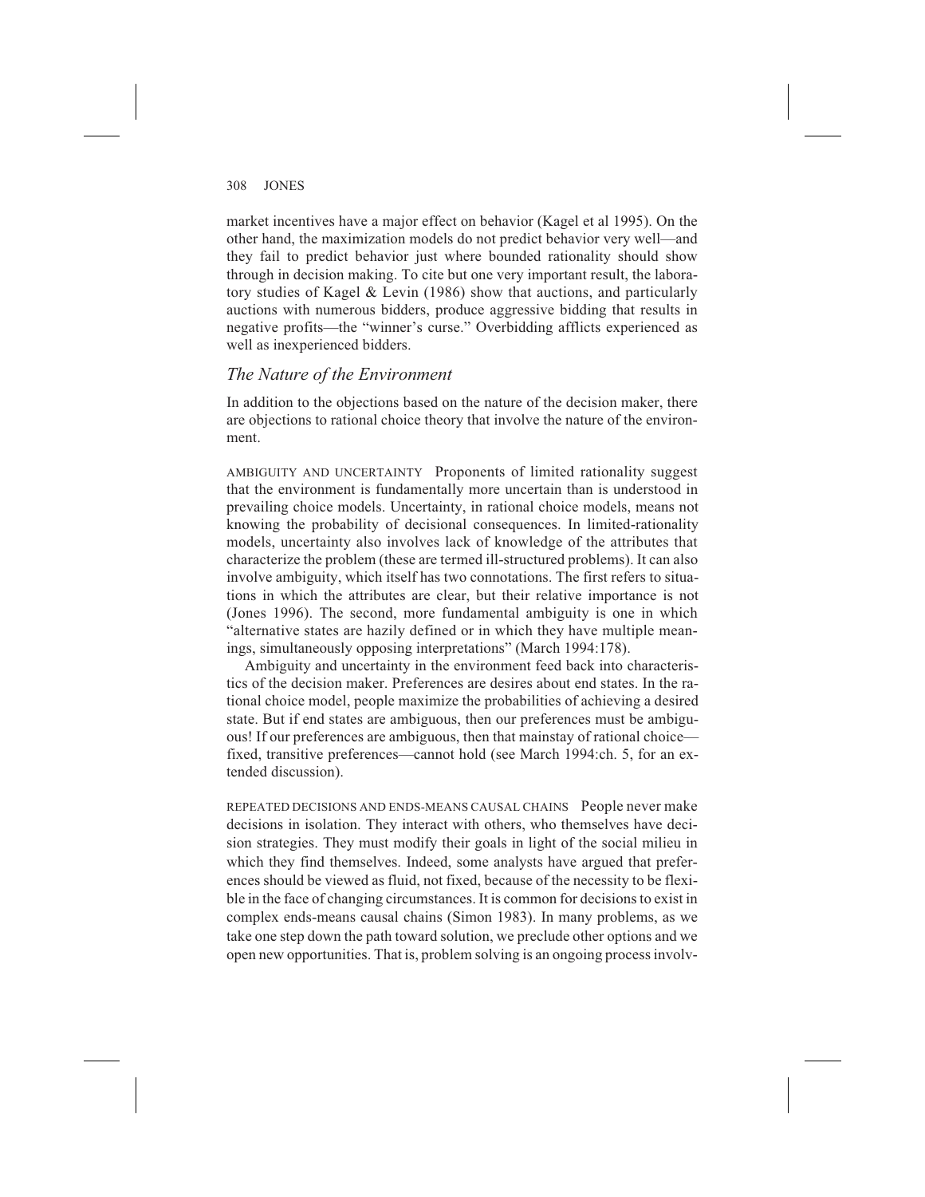market incentives have a major effect on behavior (Kagel et al 1995). On the other hand, the maximization models do not predict behavior very well—and they fail to predict behavior just where bounded rationality should show through in decision making. To cite but one very important result, the laboratory studies of Kagel & Levin (1986) show that auctions, and particularly auctions with numerous bidders, produce aggressive bidding that results in negative profits—the "winner's curse." Overbidding afflicts experienced as well as inexperienced bidders.

## *The Nature of the Environment*

In addition to the objections based on the nature of the decision maker, there are objections to rational choice theory that involve the nature of the environment.

AMBIGUITY AND UNCERTAINTY Proponents of limited rationality suggest that the environment is fundamentally more uncertain than is understood in prevailing choice models. Uncertainty, in rational choice models, means not knowing the probability of decisional consequences. In limited-rationality models, uncertainty also involves lack of knowledge of the attributes that characterize the problem (these are termed ill-structured problems). It can also involve ambiguity, which itself has two connotations. The first refers to situations in which the attributes are clear, but their relative importance is not (Jones 1996). The second, more fundamental ambiguity is one in which "alternative states are hazily defined or in which they have multiple meanings, simultaneously opposing interpretations" (March 1994:178).

Ambiguity and uncertainty in the environment feed back into characteristics of the decision maker. Preferences are desires about end states. In the rational choice model, people maximize the probabilities of achieving a desired state. But if end states are ambiguous, then our preferences must be ambiguous! If our preferences are ambiguous, then that mainstay of rational choice—fixed, transitive preferences—cannot hold (see March 1994:ch. 5, for an extended discussion).

REPEATED DECISIONS AND ENDS-MEANS CAUSAL CHAINS People never make decisions in isolation. They interact with others, who themselves have decision strategies. They must modify their goals in light of the social milieu in which they find themselves. Indeed, some analysts have argued that preferences should be viewed as fluid, not fixed, because of the necessity to be flexible in the face of changing circumstances. It is common for decisions to exist in complex ends-means causal chains (Simon 1983). In many problems, as we take one step down the path toward solution, we preclude other options and we open new opportunities. That is, problem solving is an ongoing process involv-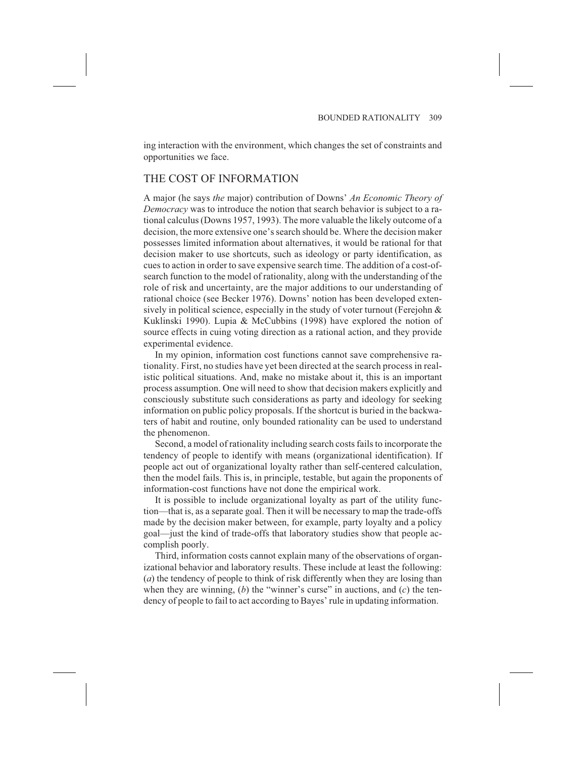ing interaction with the environment, which changes the set of constraints and opportunities we face.

## THE COST OF INFORMATION

A major (he says *the* major) contribution of Downs' *An Economic Theory of Democracy* was to introduce the notion that search behavior is subject to a rational calculus (Downs 1957, 1993). The more valuable the likely outcome of a decision, the more extensive one's search should be. Where the decision maker possesses limited information about alternatives, it would be rational for that decision maker to use shortcuts, such as ideology or party identification, as cues to action in order to save expensive search time. The addition of a cost-of-search function to the model of rationality, along with the understanding of the role of risk and uncertainty, are the major additions to our understanding of rational choice (see Becker 1976). Downs' notion has been developed extensively in political science, especially in the study of voter turnout (Ferejohn & Kuklinski 1990). Lupia & McCubbins (1998) have explored the notion of source effects in cuing voting direction as a rational action, and they provide experimental evidence.

In my opinion, information cost functions cannot save comprehensive rationality. First, no studies have yet been directed at the search process in realistic political situations. And, make no mistake about it, this is an important process assumption. One will need to show that decision makers explicitly and consciously substitute such considerations as party and ideology for seeking information on public policy proposals. If the shortcut is buried in the backwaters of habit and routine, only bounded rationality can be used to understand the phenomenon.

Second, a model of rationality including search costs fails to incorporate the tendency of people to identify with means (organizational identification). If people act out of organizational loyalty rather than self-centered calculation, then the model fails. This is, in principle, testable, but again the proponents of information-cost functions have not done the empirical work.

It is possible to include organizational loyalty as part of the utility function—that is, as a separate goal. Then it will be necessary to map the trade-offs made by the decision maker between, for example, party loyalty and a policy goal—just the kind of trade-offs that laboratory studies show that people accomplish poorly.

Third, information costs cannot explain many of the observations of organizational behavior and laboratory results. These include at least the following: (*a*) the tendency of people to think of risk differently when they are losing than when they are winning, (*b*) the "winner's curse" in auctions, and (*c*) the tendency of people to fail to act according to Bayes' rule in updating information.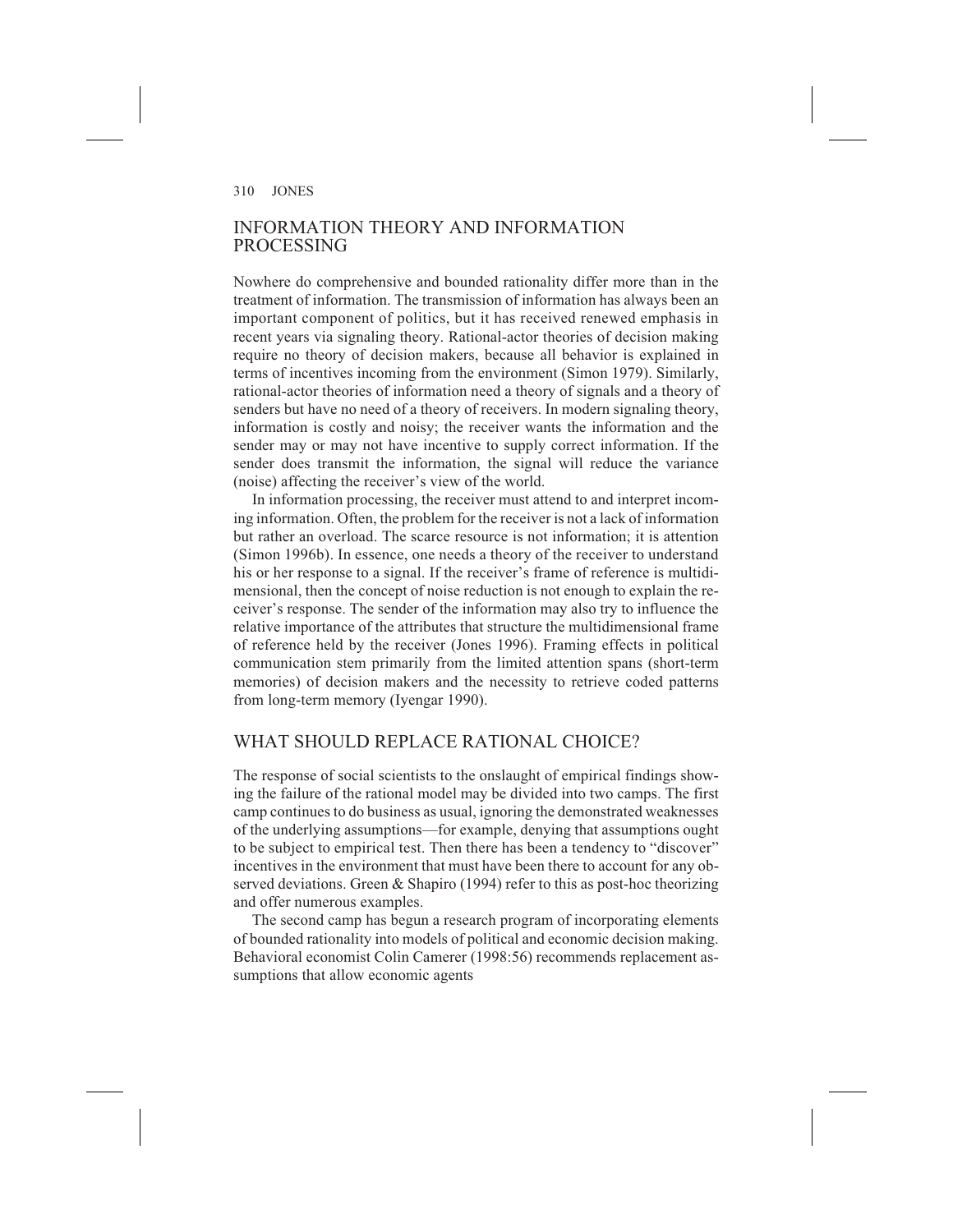## INFORMATION THEORY AND INFORMATION PROCESSING

Nowhere do comprehensive and bounded rationality differ more than in the treatment of information. The transmission of information has always been an important component of politics, but it has received renewed emphasis in recent years via signaling theory. Rational-actor theories of decision making require no theory of decision makers, because all behavior is explained in terms of incentives incoming from the environment (Simon 1979). Similarly, rational-actor theories of information need a theory of signals and a theory of senders but have no need of a theory of receivers. In modern signaling theory, information is costly and noisy; the receiver wants the information and the sender may or may not have incentive to supply correct information. If the sender does transmit the information, the signal will reduce the variance (noise) affecting the receiver's view of the world.

In information processing, the receiver must attend to and interpret incoming information. Often, the problem for the receiver is not a lack of information but rather an overload. The scarce resource is not information; it is attention (Simon 1996b). In essence, one needs a theory of the receiver to understand his or her response to a signal. If the receiver's frame of reference is multidimensional, then the concept of noise reduction is not enough to explain the receiver's response. The sender of the information may also try to influence the relative importance of the attributes that structure the multidimensional frame of reference held by the receiver (Jones 1996). Framing effects in political communication stem primarily from the limited attention spans (short-term memories) of decision makers and the necessity to retrieve coded patterns from long-term memory (Iyengar 1990).

## WHAT SHOULD REPLACE RATIONAL CHOICE?

The response of social scientists to the onslaught of empirical findings showing the failure of the rational model may be divided into two camps. The first camp continues to do business as usual, ignoring the demonstrated weaknesses of the underlying assumptions—for example, denying that assumptions ought to be subject to empirical test. Then there has been a tendency to "discover" incentives in the environment that must have been there to account for any observed deviations. Green & Shapiro (1994) refer to this as post-hoc theorizing and offer numerous examples.

The second camp has begun a research program of incorporating elements of bounded rationality into models of political and economic decision making. Behavioral economist Colin Camerer (1998:56) recommends replacement assumptions that allow economic agents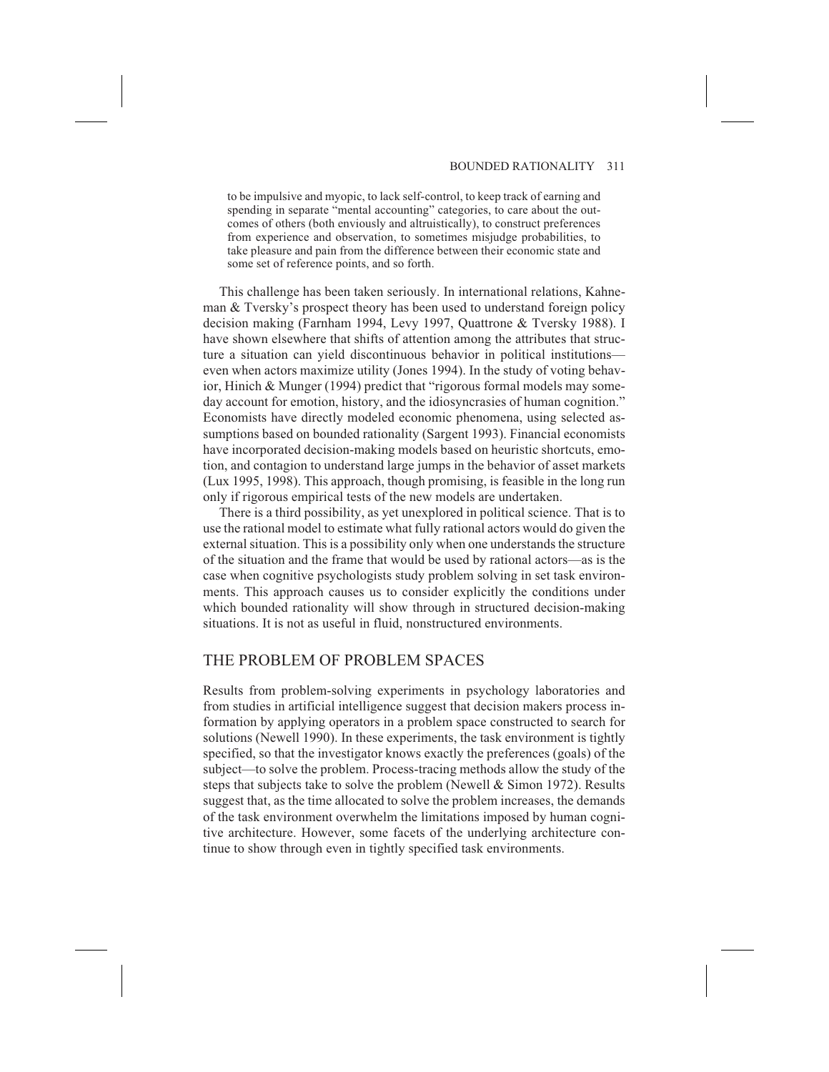to be impulsive and myopic, to lack self-control, to keep track of earning and spending in separate "mental accounting" categories, to care about the outcomes of others (both enviously and altruistically), to construct preferences from experience and observation, to sometimes misjudge probabilities, to take pleasure and pain from the difference between their economic state and some set of reference points, and so forth.

This challenge has been taken seriously. In international relations, Kahneman & Tversky's prospect theory has been used to understand foreign policy decision making (Farnham 1994, Levy 1997, Quattrone & Tversky 1988). I have shown elsewhere that shifts of attention among the attributes that structure a situation can yield discontinuous behavior in political institutions—even when actors maximize utility (Jones 1994). In the study of voting behavior, Hinich & Munger (1994) predict that "rigorous formal models may someday account for emotion, history, and the idiosyncrasies of human cognition." Economists have directly modeled economic phenomena, using selected assumptions based on bounded rationality (Sargent 1993). Financial economists have incorporated decision-making models based on heuristic shortcuts, emotion, and contagion to understand large jumps in the behavior of asset markets (Lux 1995, 1998). This approach, though promising, is feasible in the long run only if rigorous empirical tests of the new models are undertaken.

There is a third possibility, as yet unexplored in political science. That is to use the rational model to estimate what fully rational actors would do given the external situation. This is a possibility only when one understands the structure of the situation and the frame that would be used by rational actors—as is the case when cognitive psychologists study problem solving in set task environments. This approach causes us to consider explicitly the conditions under which bounded rationality will show through in structured decision-making situations. It is not as useful in fluid, nonstructured environments.

## THE PROBLEM OF PROBLEM SPACES

Results from problem-solving experiments in psychology laboratories and from studies in artificial intelligence suggest that decision makers process information by applying operators in a problem space constructed to search for solutions (Newell 1990). In these experiments, the task environment is tightly specified, so that the investigator knows exactly the preferences (goals) of the subject—to solve the problem. Process-tracing methods allow the study of the steps that subjects take to solve the problem (Newell & Simon 1972). Results suggest that, as the time allocated to solve the problem increases, the demands of the task environment overwhelm the limitations imposed by human cognitive architecture. However, some facets of the underlying architecture continue to show through even in tightly specified task environments.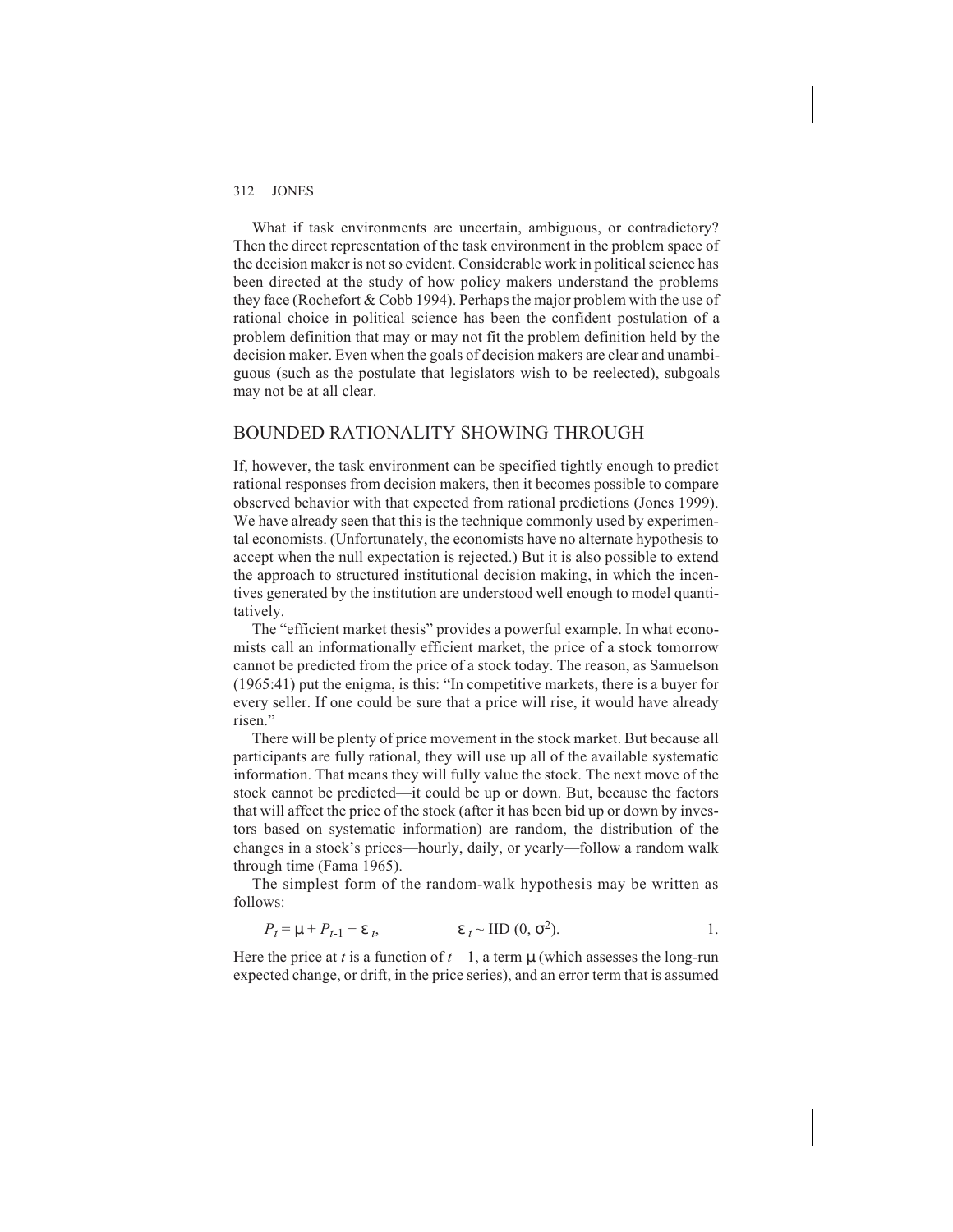What if task environments are uncertain, ambiguous, or contradictory? Then the direct representation of the task environment in the problem space of the decision maker is not so evident. Considerable work in political science has been directed at the study of how policy makers understand the problems they face (Rochefort & Cobb 1994). Perhaps the major problem with the use of rational choice in political science has been the confident postulation of a problem definition that may or may not fit the problem definition held by the decision maker. Even when the goals of decision makers are clear and unambiguous (such as the postulate that legislators wish to be reelected), subgoals may not be at all clear.

## BOUNDED RATIONALITY SHOWING THROUGH

If, however, the task environment can be specified tightly enough to predict rational responses from decision makers, then it becomes possible to compare observed behavior with that expected from rational predictions (Jones 1999). We have already seen that this is the technique commonly used by experimental economists. (Unfortunately, the economists have no alternate hypothesis to accept when the null expectation is rejected.) But it is also possible to extend the approach to structured institutional decision making, in which the incentives generated by the institution are understood well enough to model quantitatively.

The "efficient market thesis" provides a powerful example. In what economists call an informationally efficient market, the price of a stock tomorrow cannot be predicted from the price of a stock today. The reason, as Samuelson (1965:41) put the enigma, is this: "In competitive markets, there is a buyer for every seller. If one could be sure that a price will rise, it would have already risen."

There will be plenty of price movement in the stock market. But because all participants are fully rational, they will use up all of the available systematic information. That means they will fully value the stock. The next move of the stock cannot be predicted—it could be up or down. But, because the factors that will affect the price of the stock (after it has been bid up or down by investors based on systematic information) are random, the distribution of the changes in a stock's prices—hourly, daily, or yearly—follow a random walk through time (Fama 1965).

The simplest form of the random-walk hypothesis may be written as follows:

$$P_t = \mu + P_{t-1} + \varepsilon_t, \qquad \varepsilon_t \sim \text{IID}(0, \sigma^2). \qquad 1.$$

Here the price at $t$ is a function of $t - 1$, a term $\mu$ (which assesses the long-run expected change, or drift, in the price series), and an error term that is assumed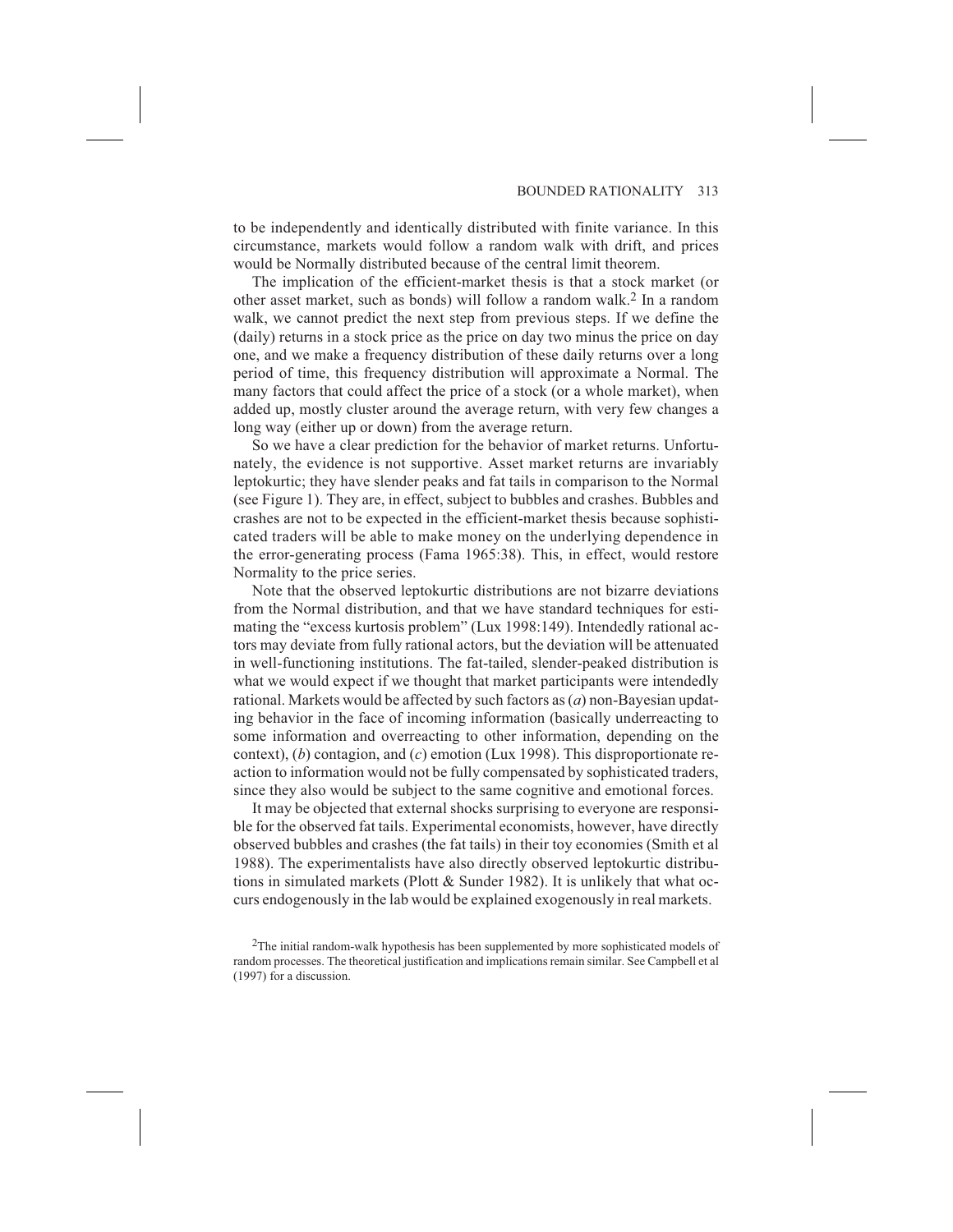to be independently and identically distributed with finite variance. In this circumstance, markets would follow a random walk with drift, and prices would be Normally distributed because of the central limit theorem.

The implication of the efficient-market thesis is that a stock market (or other asset market, such as bonds) will follow a random walk.[2] In a random walk, we cannot predict the next step from previous steps. If we define the (daily) returns in a stock price as the price on day two minus the price on day one, and we make a frequency distribution of these daily returns over a long period of time, this frequency distribution will approximate a Normal. The many factors that could affect the price of a stock (or a whole market), when added up, mostly cluster around the average return, with very few changes a long way (either up or down) from the average return.

So we have a clear prediction for the behavior of market returns. Unfortunately, the evidence is not supportive. Asset market returns are invariably leptokurtic; they have slender peaks and fat tails in comparison to the Normal (see Figure 1). They are, in effect, subject to bubbles and crashes. Bubbles and crashes are not to be expected in the efficient-market thesis because sophisticated traders will be able to make money on the underlying dependence in the error-generating process (Fama 1965:38). This, in effect, would restore Normality to the price series.

Note that the observed leptokurtic distributions are not bizarre deviations from the Normal distribution, and that we have standard techniques for estimating the "excess kurtosis problem" (Lux 1998:149). Intendedly rational actors may deviate from fully rational actors, but the deviation will be attenuated in well-functioning institutions. The fat-tailed, slender-peaked distribution is what we would expect if we thought that market participants were intendedly rational. Markets would be affected by such factors as (*a*) non-Bayesian updating behavior in the face of incoming information (basically underreacting to some information and overreacting to other information, depending on the context), (*b*) contagion, and (*c*) emotion (Lux 1998). This disproportionate reaction to information would not be fully compensated by sophisticated traders, since they also would be subject to the same cognitive and emotional forces.

It may be objected that external shocks surprising to everyone are responsible for the observed fat tails. Experimental economists, however, have directly observed bubbles and crashes (the fat tails) in their toy economies (Smith et al 1988). The experimentalists have also directly observed leptokurtic distributions in simulated markets (Plott & Sunder 1982). It is unlikely that what occurs endogenously in the lab would be explained exogenously in real markets.

[2]The initial random-walk hypothesis has been supplemented by more sophisticated models of random processes. The theoretical justification and implications remain similar. See Campbell et al (1997) for a discussion.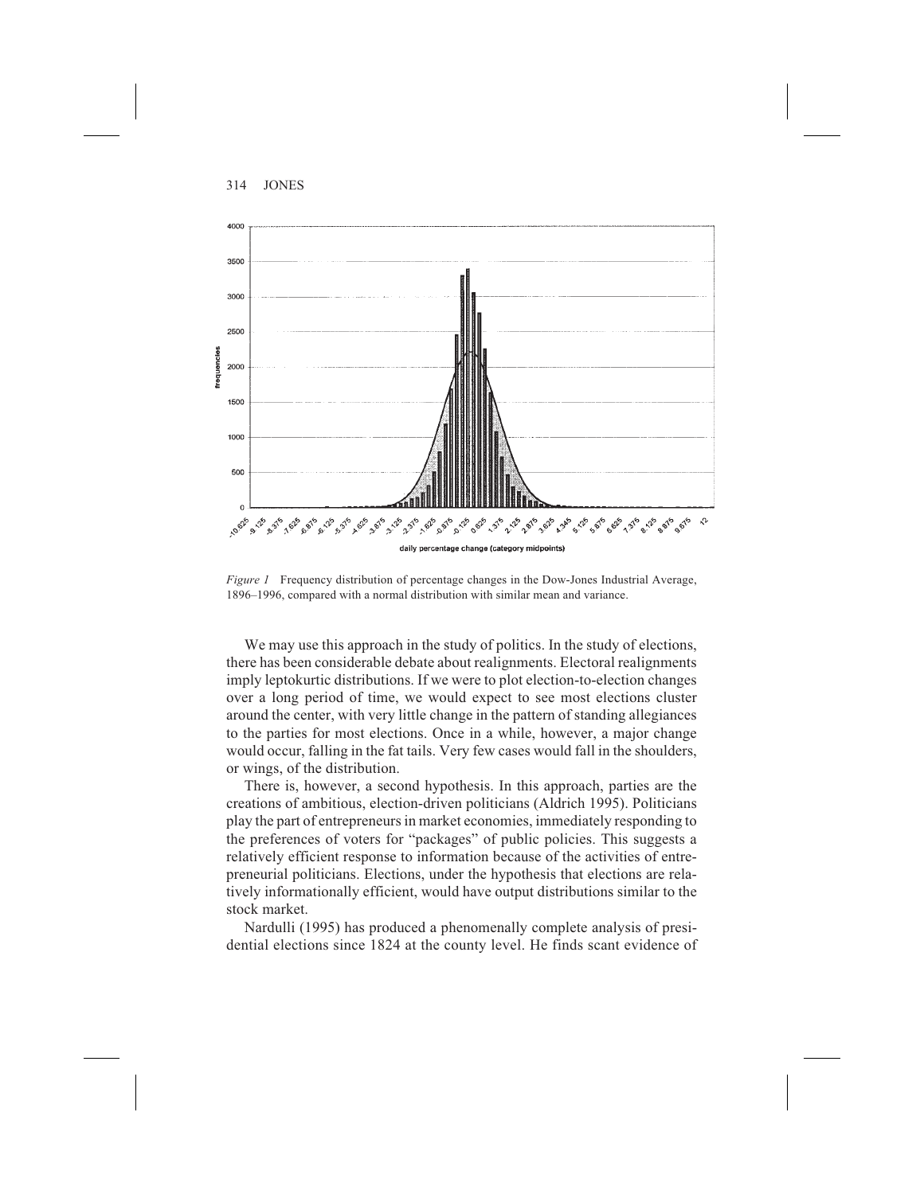*Figure 1* Frequency distribution of percentage changes in the Dow-Jones Industrial Average, 1896–1996, compared with a normal distribution with similar mean and variance.

We may use this approach in the study of politics. In the study of elections, there has been considerable debate about realignments. Electoral realignments imply leptokurtic distributions. If we were to plot election-to-election changes over a long period of time, we would expect to see most elections cluster around the center, with very little change in the pattern of standing allegiances to the parties for most elections. Once in a while, however, a major change would occur, falling in the fat tails. Very few cases would fall in the shoulders, or wings, of the distribution.

There is, however, a second hypothesis. In this approach, parties are the creations of ambitious, election-driven politicians (Aldrich 1995). Politicians play the part of entrepreneurs in market economies, immediately responding to the preferences of voters for "packages" of public policies. This suggests a relatively efficient response to information because of the activities of entrepreneurial politicians. Elections, under the hypothesis that elections are relatively informationally efficient, would have output distributions similar to the stock market.

Nardulli (1995) has produced a phenomenally complete analysis of presidential elections since 1824 at the county level. He finds scant evidence of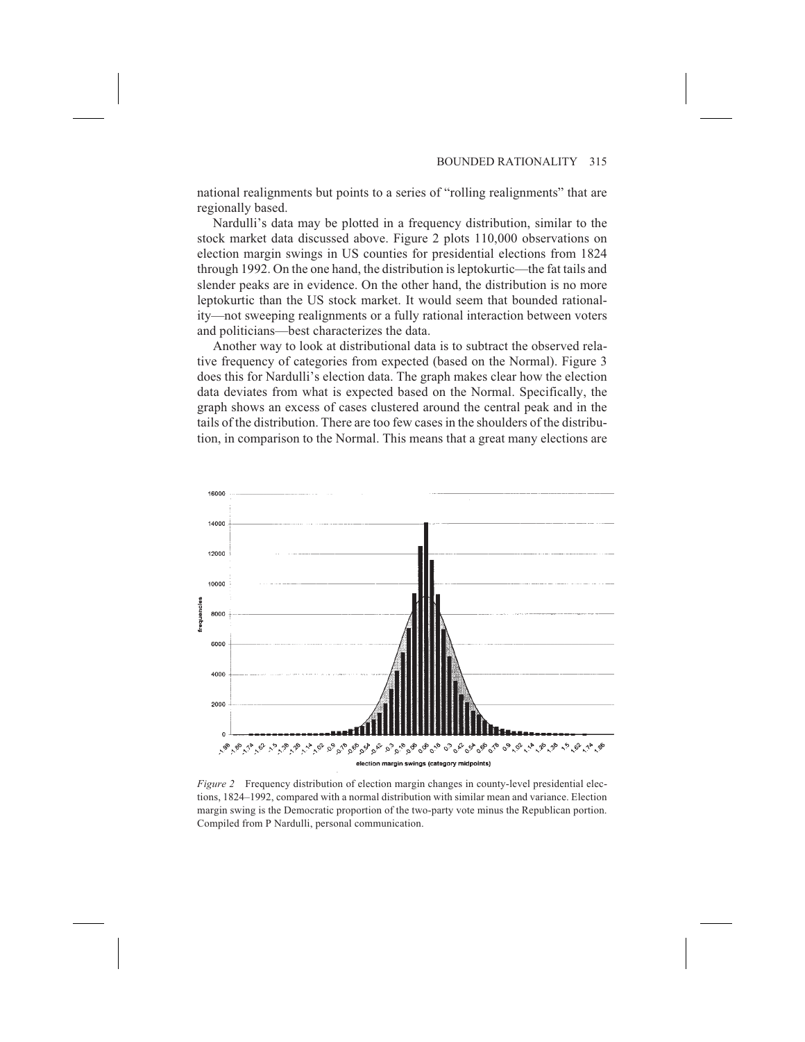national realignments but points to a series of "rolling realignments" that are regionally based.

Nardulli's data may be plotted in a frequency distribution, similar to the stock market data discussed above. Figure 2 plots 110,000 observations on election margin swings in US counties for presidential elections from 1824 through 1992. On the one hand, the distribution is leptokurtic—the fat tails and slender peaks are in evidence. On the other hand, the distribution is no more leptokurtic than the US stock market. It would seem that bounded rationality—not sweeping realignments or a fully rational interaction between voters and politicians—best characterizes the data.

Another way to look at distributional data is to subtract the observed relative frequency of categories from expected (based on the Normal). Figure 3 does this for Nardulli's election data. The graph makes clear how the election data deviates from what is expected based on the Normal. Specifically, the graph shows an excess of cases clustered around the central peak and in the tails of the distribution. There are too few cases in the shoulders of the distribution, in comparison to the Normal. This means that a great many elections are

*Figure 2* Frequency distribution of election margin changes in county-level presidential elections, 1824–1992, compared with a normal distribution with similar mean and variance. Election margin swing is the Democratic proportion of the two-party vote minus the Republican portion. Compiled from P Nardulli, personal communication.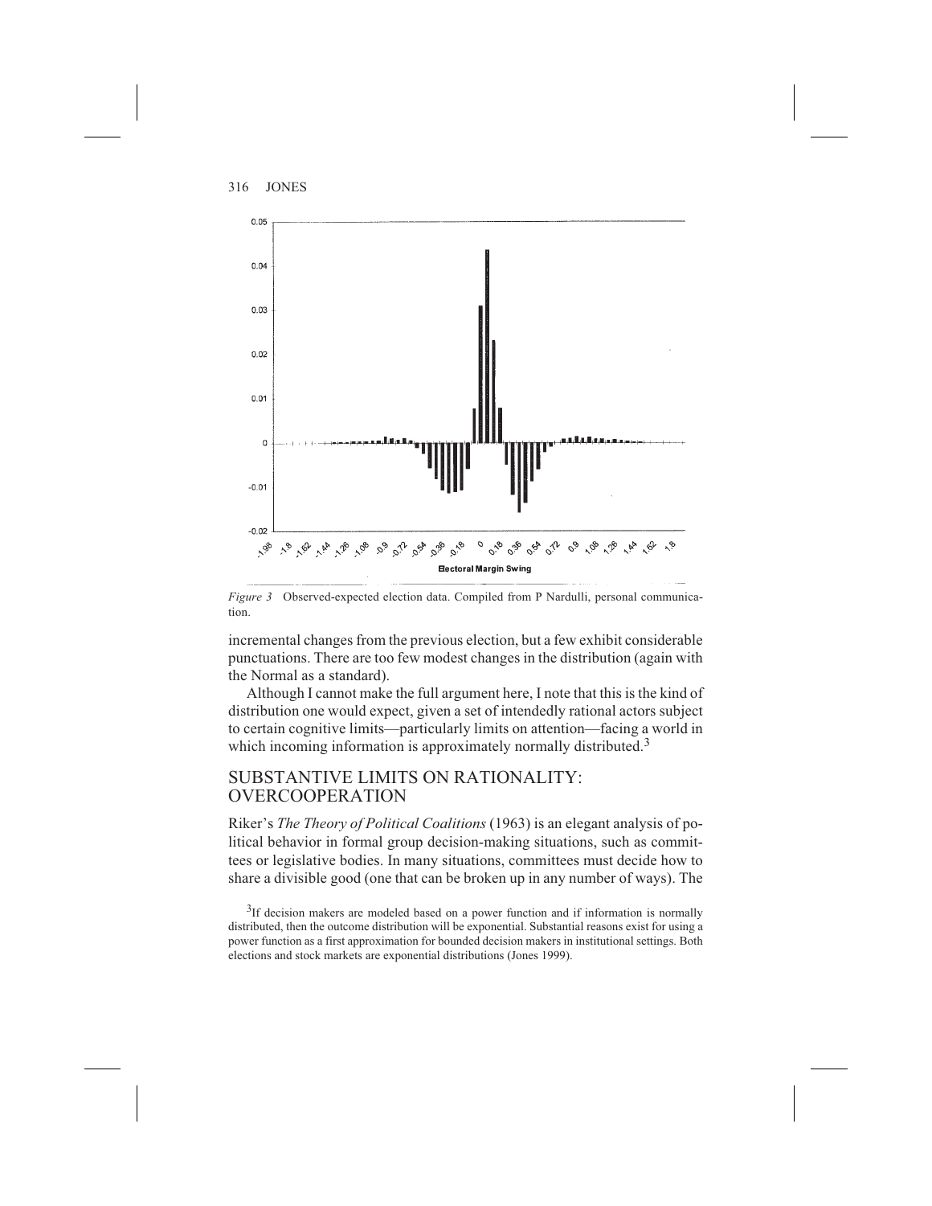*Figure 3* Observed-expected election data. Compiled from P Nardulli, personal communication.

incremental changes from the previous election, but a few exhibit considerable punctuations. There are too few modest changes in the distribution (again with the Normal as a standard).

Although I cannot make the full argument here, I note that this is the kind of distribution one would expect, given a set of intendedly rational actors subject to certain cognitive limits—particularly limits on attention—facing a world in which incoming information is approximately normally distributed.[3]

## SUBSTANTIVE LIMITS ON RATIONALITY: OVERCOOPERATION

Riker's *The Theory of Political Coalitions* (1963) is an elegant analysis of political behavior in formal group decision-making situations, such as committees or legislative bodies. In many situations, committees must decide how to share a divisible good (one that can be broken up in any number of ways). The

[3]If decision makers are modeled based on a power function and if information is normally distributed, then the outcome distribution will be exponential. Substantial reasons exist for using a power function as a first approximation for bounded decision makers in institutional settings. Both elections and stock markets are exponential distributions (Jones 1999).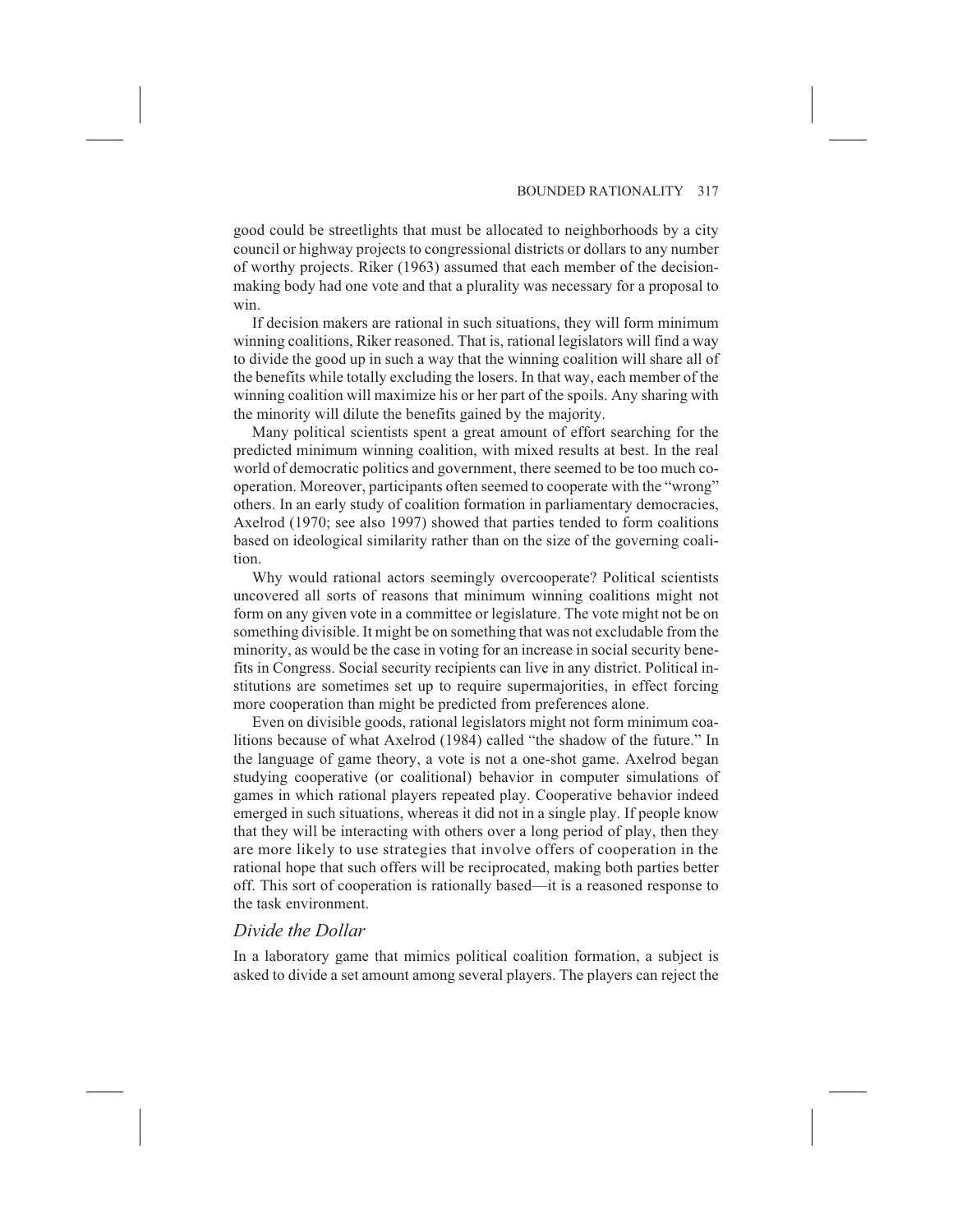good could be streetlights that must be allocated to neighborhoods by a city council or highway projects to congressional districts or dollars to any number of worthy projects. Riker (1963) assumed that each member of the decision-making body had one vote and that a plurality was necessary for a proposal to win.

If decision makers are rational in such situations, they will form minimum winning coalitions, Riker reasoned. That is, rational legislators will find a way to divide the good up in such a way that the winning coalition will share all of the benefits while totally excluding the losers. In that way, each member of the winning coalition will maximize his or her part of the spoils. Any sharing with the minority will dilute the benefits gained by the majority.

Many political scientists spent a great amount of effort searching for the predicted minimum winning coalition, with mixed results at best. In the real world of democratic politics and government, there seemed to be too much cooperation. Moreover, participants often seemed to cooperate with the "wrong" others. In an early study of coalition formation in parliamentary democracies, Axelrod (1970; see also 1997) showed that parties tended to form coalitions based on ideological similarity rather than on the size of the governing coalition.

Why would rational actors seemingly overcooperate? Political scientists uncovered all sorts of reasons that minimum winning coalitions might not form on any given vote in a committee or legislature. The vote might not be on something divisible. It might be on something that was not excludable from the minority, as would be the case in voting for an increase in social security benefits in Congress. Social security recipients can live in any district. Political institutions are sometimes set up to require supermajorities, in effect forcing more cooperation than might be predicted from preferences alone.

Even on divisible goods, rational legislators might not form minimum coalitions because of what Axelrod (1984) called "the shadow of the future." In the language of game theory, a vote is not a one-shot game. Axelrod began studying cooperative (or coalitional) behavior in computer simulations of games in which rational players repeated play. Cooperative behavior indeed emerged in such situations, whereas it did not in a single play. If people know that they will be interacting with others over a long period of play, then they are more likely to use strategies that involve offers of cooperation in the rational hope that such offers will be reciprocated, making both parties better off. This sort of cooperation is rationally based—it is a reasoned response to the task environment.

## *Divide the Dollar*

In a laboratory game that mimics political coalition formation, a subject is asked to divide a set amount among several players. The players can reject the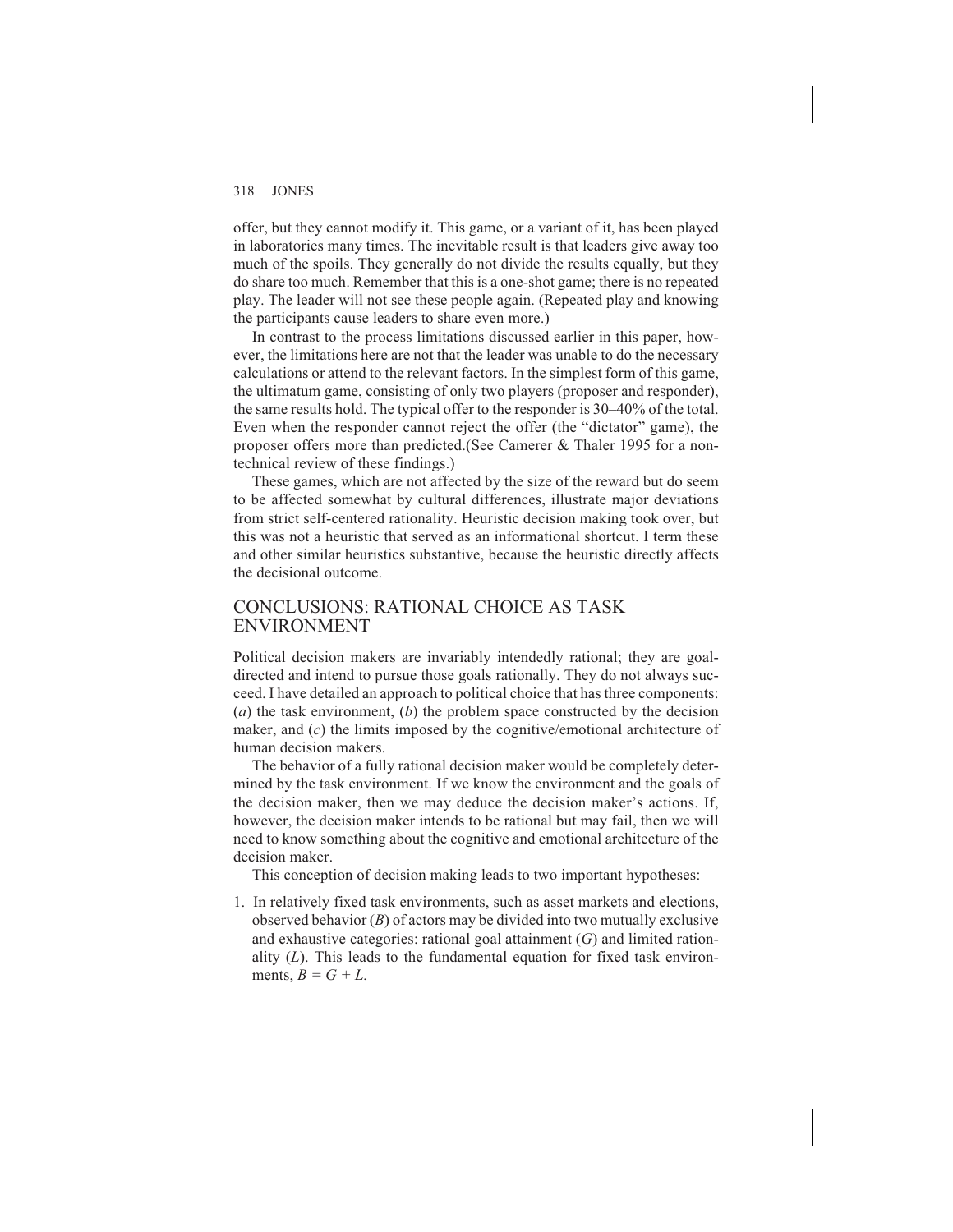offer, but they cannot modify it. This game, or a variant of it, has been played in laboratories many times. The inevitable result is that leaders give away too much of the spoils. They generally do not divide the results equally, but they do share too much. Remember that this is a one-shot game; there is no repeated play. The leader will not see these people again. (Repeated play and knowing the participants cause leaders to share even more.)

In contrast to the process limitations discussed earlier in this paper, however, the limitations here are not that the leader was unable to do the necessary calculations or attend to the relevant factors. In the simplest form of this game, the ultimatum game, consisting of only two players (proposer and responder), the same results hold. The typical offer to the responder is 30–40% of the total. Even when the responder cannot reject the offer (the "dictator" game), the proposer offers more than predicted.(See Camerer & Thaler 1995 for a nontechnical review of these findings.)

These games, which are not affected by the size of the reward but do seem to be affected somewhat by cultural differences, illustrate major deviations from strict self-centered rationality. Heuristic decision making took over, but this was not a heuristic that served as an informational shortcut. I term these and other similar heuristics substantive, because the heuristic directly affects the decisional outcome.

## CONCLUSIONS: RATIONAL CHOICE AS TASK ENVIRONMENT

Political decision makers are invariably intendedly rational; they are goal-directed and intend to pursue those goals rationally. They do not always succeed. I have detailed an approach to political choice that has three components: (*a*) the task environment, (*b*) the problem space constructed by the decision maker, and (*c*) the limits imposed by the cognitive/emotional architecture of human decision makers.

The behavior of a fully rational decision maker would be completely determined by the task environment. If we know the environment and the goals of the decision maker, then we may deduce the decision maker's actions. If, however, the decision maker intends to be rational but may fail, then we will need to know something about the cognitive and emotional architecture of the decision maker.

This conception of decision making leads to two important hypotheses:

1. In relatively fixed task environments, such as asset markets and elections, observed behavior ($B$) of actors may be divided into two mutually exclusive and exhaustive categories: rational goal attainment ($G$) and limited rationality ($L$). This leads to the fundamental equation for fixed task environments, $B = G + L$.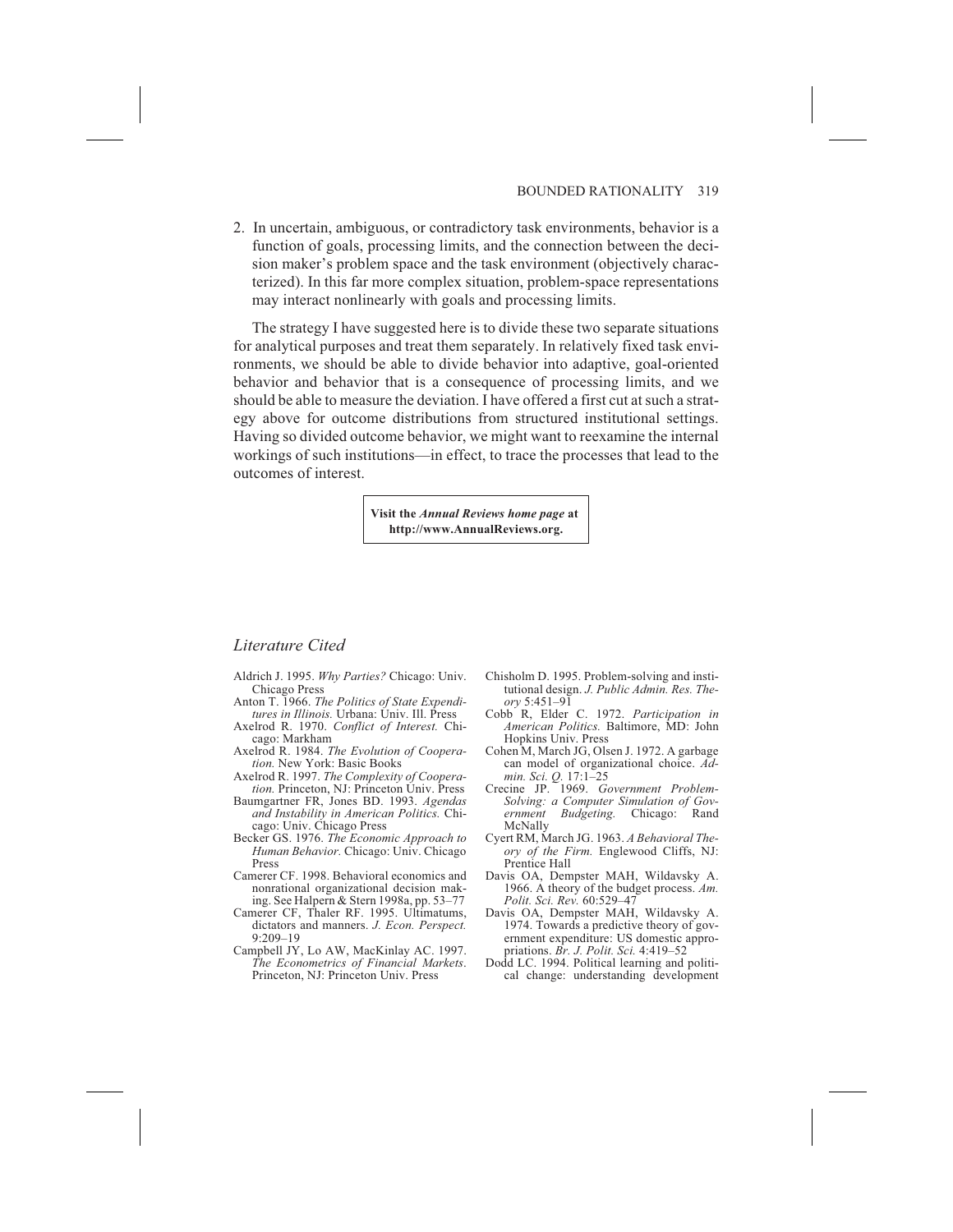2. In uncertain, ambiguous, or contradictory task environments, behavior is a function of goals, processing limits, and the connection between the decision maker's problem space and the task environment (objectively characterized). In this far more complex situation, problem-space representations may interact nonlinearly with goals and processing limits.

The strategy I have suggested here is to divide these two separate situations for analytical purposes and treat them separately. In relatively fixed task environments, we should be able to divide behavior into adaptive, goal-oriented behavior and behavior that is a consequence of processing limits, and we should be able to measure the deviation. I have offered a first cut at such a strategy above for outcome distributions from structured institutional settings. Having so divided outcome behavior, we might want to reexamine the internal workings of such institutions—in effect, to trace the processes that lead to the outcomes of interest.

**Visit the *Annual Reviews home page* at http://www.AnnualReviews.org.**

## *Literature Cited*

Aldrich J. 1995. *Why Parties?* Chicago: Univ. Chicago Press

Anton T. 1966. *The Politics of State Expenditures in Illinois.* Urbana: Univ. Ill. Press

Axelrod R. 1970. *Conflict of Interest.* Chicago: Markham

Axelrod R. 1984. *The Evolution of Cooperation.* New York: Basic Books

Axelrod R. 1997. *The Complexity of Cooperation.* Princeton, NJ: Princeton Univ. Press

Baumgartner FR, Jones BD. 1993. *Agendas and Instability in American Politics.* Chicago: Univ. Chicago Press

Becker GS. 1976. *The Economic Approach to Human Behavior.* Chicago: Univ. Chicago Press

Camerer CF. 1998. Behavioral economics and nonrational organizational decision making. See Halpern & Stern 1998a, pp. 53–77

Camerer CF, Thaler RF. 1995. Ultimatums, dictators and manners. *J. Econ. Perspect.* 9:209–19

Campbell JY, Lo AW, MacKinlay AC. 1997. *The Econometrics of Financial Markets.* Princeton, NJ: Princeton Univ. Press

Chisholm D. 1995. Problem-solving and institutional design. *J. Public Admin. Res. Theory* 5:451–91

Cobb R, Elder C. 1972. *Participation in American Politics.* Baltimore, MD: John Hopkins Univ. Press

Cohen M, March JG, Olsen J. 1972. A garbage can model of organizational choice. *Admin. Sci. Q.* 17:1–25

Crecine JP. 1969. *Government Problem-Solving: a Computer Simulation of Government Budgeting.* Chicago: Rand McNally

Cyert RM, March JG. 1963. *A Behavioral Theory of the Firm.* Englewood Cliffs, NJ: Prentice Hall

Davis OA, Dempster MAH, Wildavsky A. 1966. A theory of the budget process. *Am. Polit. Sci. Rev.* 60:529–47

Davis OA, Dempster MAH, Wildavsky A. 1974. Towards a predictive theory of government expenditure: US domestic appropriations. *Br. J. Polit. Sci.* 4:419–52

Dodd LC. 1994. Political learning and political change: understanding development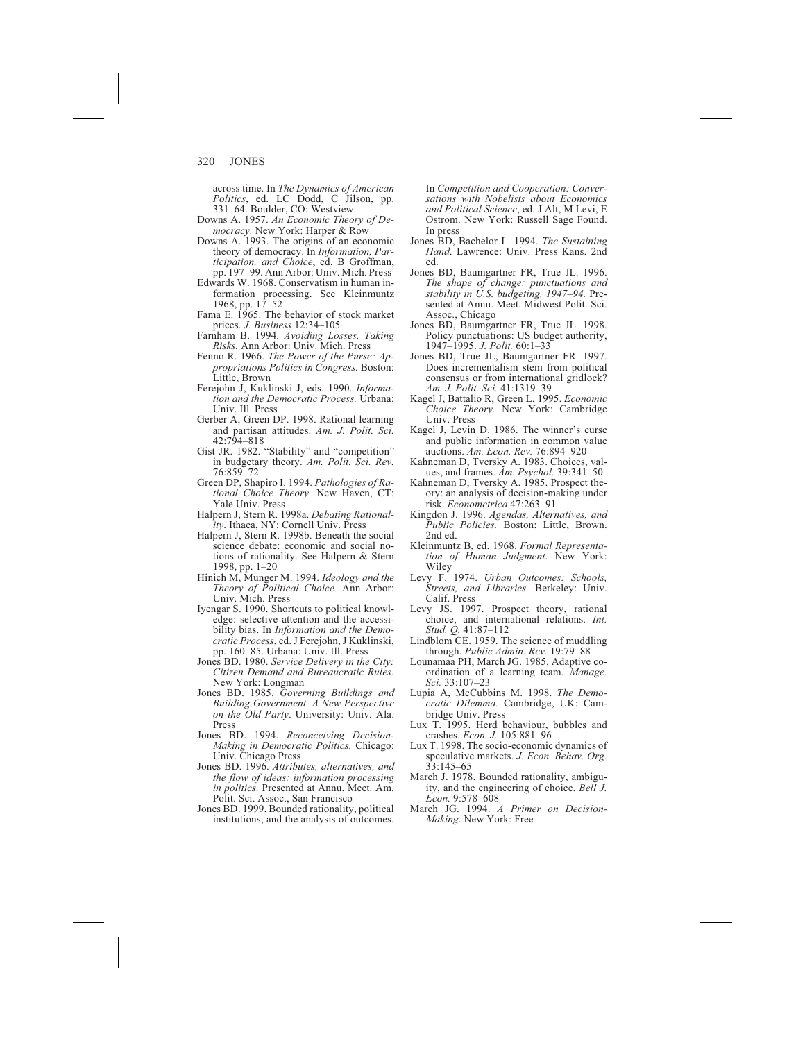across time. In *The Dynamics of American Politics*, ed. LC Dodd, C Jilson, pp. 331–64. Boulder, CO: Westview

Downs A. 1957. *An Economic Theory of Democracy.* New York: Harper & Row

Downs A. 1993. The origins of an economic theory of democracy. In *Information, Participation, and Choice*, ed. B Groffman, pp. 197–99. Ann Arbor: Univ. Mich. Press

Edwards W. 1968. Conservatism in human information processing. See Kleinmuntz 1968, pp. 17–52

Fama E. 1965. The behavior of stock market prices. *J. Business* 12:34–105

Farnham B. 1994. *Avoiding Losses, Taking Risks.* Ann Arbor: Univ. Mich. Press

Fenno R. 1966. *The Power of the Purse: Appropriations Politics in Congress.* Boston: Little, Brown

Ferejohn J, Kuklinski J, eds. 1990. *Information and the Democratic Process.* Urbana: Univ. Ill. Press

Gerber A, Green DP. 1998. Rational learning and partisan attitudes. *Am. J. Polit. Sci.* 42:794–818

Gist JR. 1982. "Stability" and "competition" in budgetary theory. *Am. Polit. Sci. Rev.* 76:859–72

Green DP, Shapiro I. 1994. *Pathologies of Rational Choice Theory.* New Haven, CT: Yale Univ. Press

Halpern J, Stern R. 1998a. *Debating Rationality*. Ithaca, NY: Cornell Univ. Press

Halpern J, Stern R. 1998b. Beneath the social science debate: economic and social notions of rationality. See Halpern & Stern 1998, pp. 1–20

Hinich M, Munger M. 1994. *Ideology and the Theory of Political Choice.* Ann Arbor: Univ. Mich. Press

Iyengar S. 1990. Shortcuts to political knowledge: selective attention and the accessibility bias. In *Information and the Democratic Process*, ed. J Ferejohn, J Kuklinski, pp. 160–85. Urbana: Univ. Ill. Press

Jones BD. 1980. *Service Delivery in the City: Citizen Demand and Bureaucratic Rules*. New York: Longman

Jones BD. 1985. *Governing Buildings and Building Government. A New Perspective on the Old Party*. University: Univ. Ala. Press

Jones BD. 1994. *Reconceiving Decision-Making in Democratic Politics.* Chicago: Univ. Chicago Press

Jones BD. 1996. *Attributes, alternatives, and the flow of ideas: information processing in politics.* Presented at Annu. Meet. Am. Polit. Sci. Assoc., San Francisco

Jones BD. 1999. Bounded rationality, political institutions, and the analysis of outcomes. In *Competition and Cooperation: Conversations with Nobelists about Economics and Political Science*, ed. J Alt, M Levi, E Ostrom. New York: Russell Sage Found. In press

Jones BD, Bachelor L. 1994. *The Sustaining Hand*. Lawrence: Univ. Press Kans. 2nd ed.

Jones BD, Baumgartner FR, True JL. 1996. *The shape of change: punctuations and stability in U.S. budgeting, 1947–94.* Presented at Annu. Meet. Midwest Polit. Sci. Assoc., Chicago

Jones BD, Baumgartner FR, True JL. 1998. Policy punctuations: US budget authority, 1947–1995. *J. Polit.* 60:1–33

Jones BD, True JL, Baumgartner FR. 1997. Does incrementalism stem from political consensus or from international gridlock? *Am. J. Polit. Sci.* 41:1319–39

Kagel J, Battalio R, Green L. 1995. *Economic Choice Theory.* New York: Cambridge Univ. Press

Kagel J, Levin D. 1986. The winner's curse and public information in common value auctions. *Am. Econ. Rev.* 76:894–920

Kahneman D, Tversky A. 1983. Choices, values, and frames. *Am. Psychol.* 39:341–50

Kahneman D, Tversky A. 1985. Prospect theory: an analysis of decision-making under risk. *Econometrica* 47:263–91

Kingdon J. 1996. *Agendas, Alternatives, and Public Policies.* Boston: Little, Brown. 2nd ed.

Kleinmuntz B, ed. 1968. *Formal Representation of Human Judgment*. New York: Wiley

Levy F. 1974. *Urban Outcomes: Schools, Streets, and Libraries.* Berkeley: Univ. Calif. Press

Levy JS. 1997. Prospect theory, rational choice, and international relations. *Int. Stud. Q.* 41:87–112

Lindblom CE. 1959. The science of muddling through. *Public Admin. Rev.* 19:79–88

Lounamaa PH, March JG. 1985. Adaptive coordination of a learning team. *Manage. Sci.* 33:107–23

Lupia A, McCubbins M. 1998. *The Democratic Dilemma.* Cambridge, UK: Cambridge Univ. Press

Lux T. 1995. Herd behaviour, bubbles and crashes. *Econ. J.* 105:881–96

Lux T. 1998. The socio-economic dynamics of speculative markets. *J. Econ. Behav. Org.* 33:145–65

March J. 1978. Bounded rationality, ambiguity, and the engineering of choice. *Bell J. Econ.* 9:578–608

March JG. 1994. *A Primer on Decision-Making*. New York: Free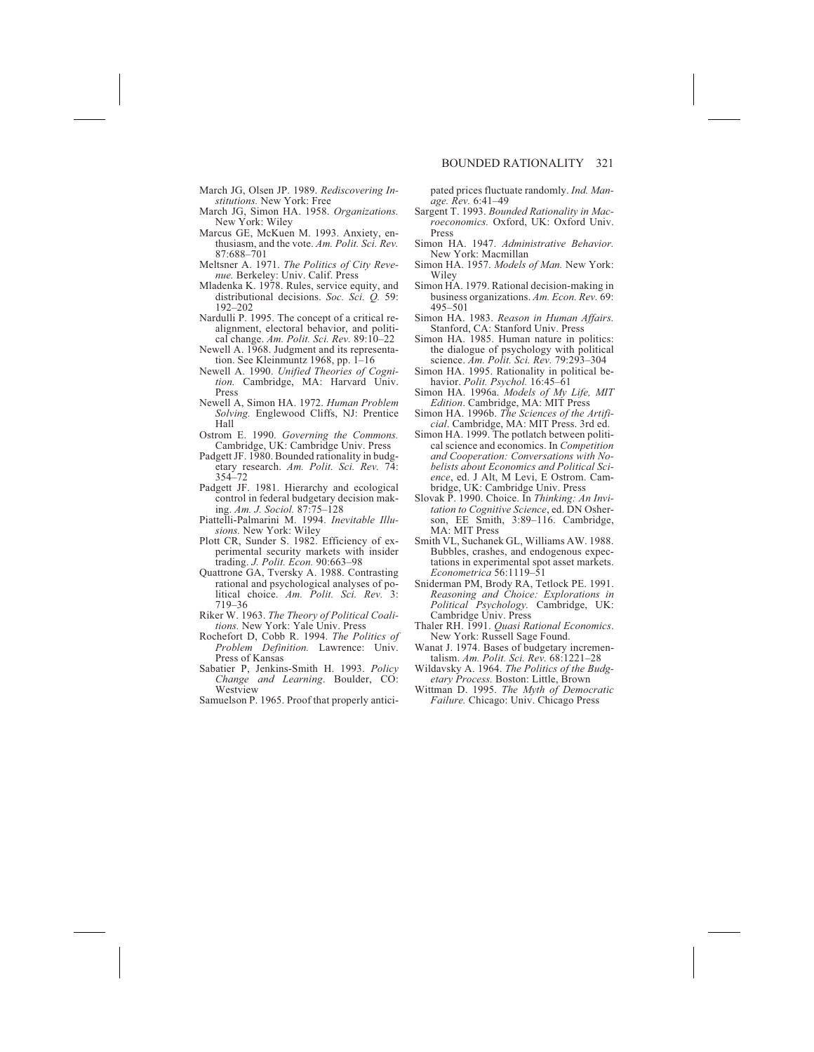March JG, Olsen JP. 1989. *Rediscovering Institutions.* New York: Free

March JG, Simon HA. 1958. *Organizations.* New York: Wiley

Marcus GE, McKuen M. 1993. Anxiety, enthusiasm, and the vote. *Am. Polit. Sci. Rev.* 87:688–701

Meltsner A. 1971. *The Politics of City Revenue.* Berkeley: Univ. Calif. Press

Mladenka K. 1978. Rules, service equity, and distributional decisions. *Soc. Sci. Q.* 59: 192–202

Nardulli P. 1995. The concept of a critical realignment, electoral behavior, and political change. *Am. Polit. Sci. Rev.* 89:10–22

Newell A. 1968. Judgment and its representation. See Kleinmuntz 1968, pp. 1–16

Newell A. 1990. *Unified Theories of Cognition.* Cambridge, MA: Harvard Univ. Press

Newell A, Simon HA. 1972. *Human Problem Solving.* Englewood Cliffs, NJ: Prentice Hall

Ostrom E. 1990. *Governing the Commons.* Cambridge, UK: Cambridge Univ. Press

Padgett JF. 1980. Bounded rationality in budgetary research. *Am. Polit. Sci. Rev.* 74: 354–72

Padgett JF. 1981. Hierarchy and ecological control in federal budgetary decision making. *Am. J. Sociol.* 87:75–128

Piattelli-Palmarini M. 1994. *Inevitable Illusions.* New York: Wiley

Plott CR, Sunder S. 1982. Efficiency of experimental security markets with insider trading. *J. Polit. Econ.* 90:663–98

Quattrone GA, Tversky A. 1988. Contrasting rational and psychological analyses of political choice. *Am. Polit. Sci. Rev.* 3: 719–36

Riker W. 1963. *The Theory of Political Coalitions.* New York: Yale Univ. Press

Rochefort D, Cobb R. 1994. *The Politics of Problem Definition.* Lawrence: Univ. Press of Kansas

Sabatier P, Jenkins-Smith H. 1993. *Policy Change and Learning*. Boulder, CO: Westview

Samuelson P. 1965. Proof that properly anticipated prices fluctuate randomly. *Ind. Manage. Rev.* 6:41–49

Sargent T. 1993. *Bounded Rationality in Macroeconomics.* Oxford, UK: Oxford Univ. Press

Simon HA. 1947. *Administrative Behavior.* New York: Macmillan

Simon HA. 1957. *Models of Man.* New York: Wiley

Simon HA. 1979. Rational decision-making in business organizations. *Am. Econ. Rev.* 69: 495–501

Simon HA. 1983. *Reason in Human Affairs.* Stanford, CA: Stanford Univ. Press

Simon HA. 1985. Human nature in politics: the dialogue of psychology with political science. *Am. Polit. Sci. Rev.* 79:293–304

Simon HA. 1995. Rationality in political behavior. *Polit. Psychol.* 16:45–61

Simon HA. 1996a. *Models of My Life, MIT Edition*. Cambridge, MA: MIT Press

Simon HA. 1996b. *The Sciences of the Artificial*. Cambridge, MA: MIT Press. 3rd ed.

Simon HA. 1999. The potlatch between political science and economics. In *Competition and Cooperation: Conversations with Nobelists about Economics and Political Science*, ed. J Alt, M Levi, E Ostrom. Cambridge, UK: Cambridge Univ. Press

Slovak P. 1990. Choice. In *Thinking: An Invitation to Cognitive Science*, ed. DN Osherson, EE Smith, 3:89–116. Cambridge, MA: MIT Press

Smith VL, Suchanek GL, Williams AW. 1988. Bubbles, crashes, and endogenous expectations in experimental spot asset markets. *Econometrica* 56:1119–51

Sniderman PM, Brody RA, Tetlock PE. 1991. *Reasoning and Choice: Explorations in Political Psychology.* Cambridge, UK: Cambridge Univ. Press

Thaler RH. 1991. *Quasi Rational Economics*. New York: Russell Sage Found.

Wanat J. 1974. Bases of budgetary incrementalism. *Am. Polit. Sci. Rev.* 68:1221–28

Wildavsky A. 1964. *The Politics of the Budgetary Process.* Boston: Little, Brown

Wittman D. 1995. *The Myth of Democratic Failure.* Chicago: Univ. Chicago Press